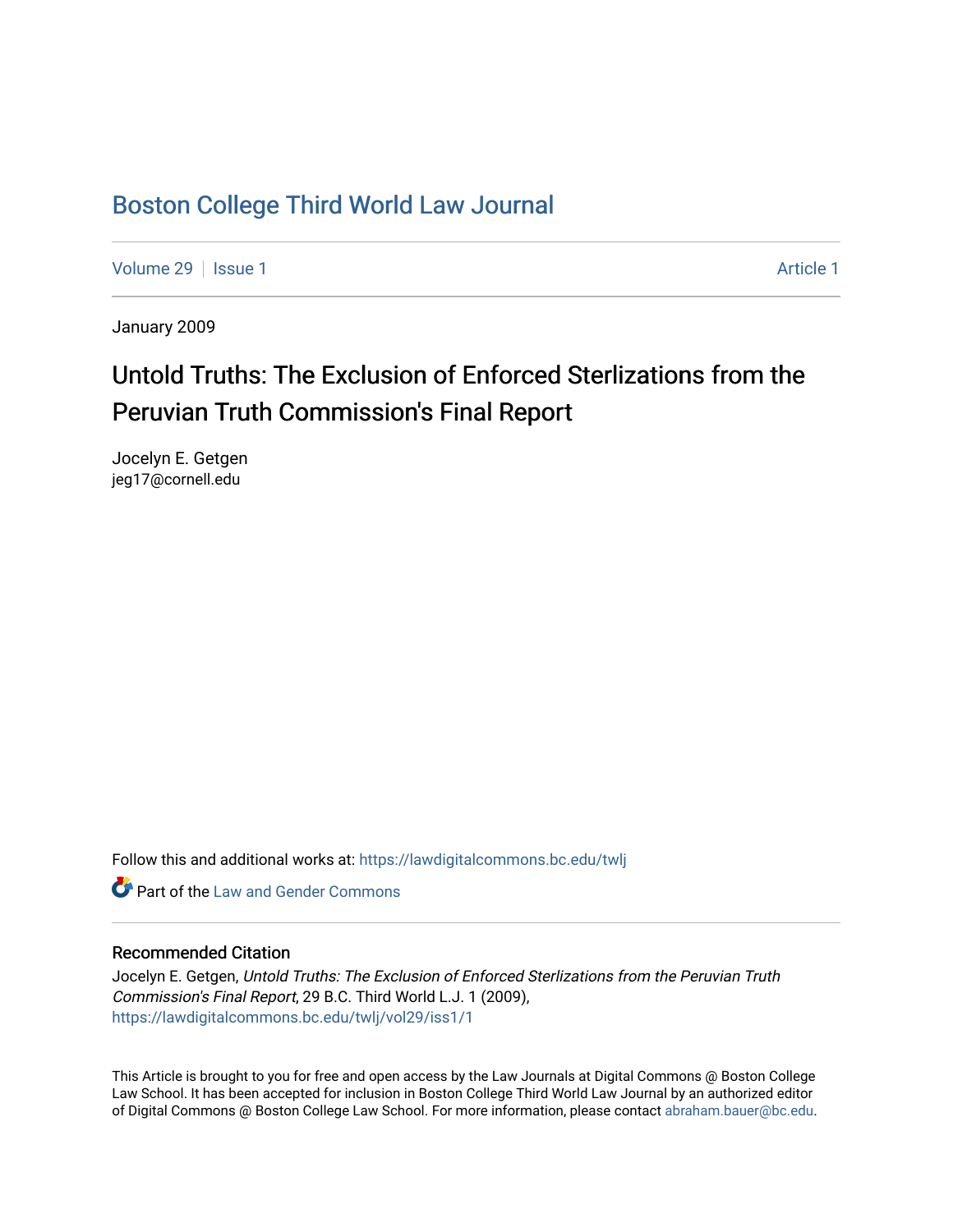# Boston College Third World Law Journal

Volume 29 | Issue 1 | Article 1

January 2009

## Untold Truths: The Exclusion of Enforced Sterlizations from the Peruvian Truth Commission's Final Report

Jocelyn E. Getgen
jeg17@cornell.edu

Follow this and additional works at: https://lawdigitalcommons.bc.edu/twlj

Part of the Law and Gender Commons

### Recommended Citation

Jocelyn E. Getgen, *Untold Truths: The Exclusion of Enforced Sterlizations from the Peruvian Truth Commission's Final Report*, 29 B.C. Third World L.J. 1 (2009), https://lawdigitalcommons.bc.edu/twlj/vol29/iss1/1

This Article is brought to you for free and open access by the Law Journals at Digital Commons @ Boston College Law School. It has been accepted for inclusion in Boston College Third World Law Journal by an authorized editor of Digital Commons @ Boston College Law School. For more information, please contact abraham.bauer@bc.edu.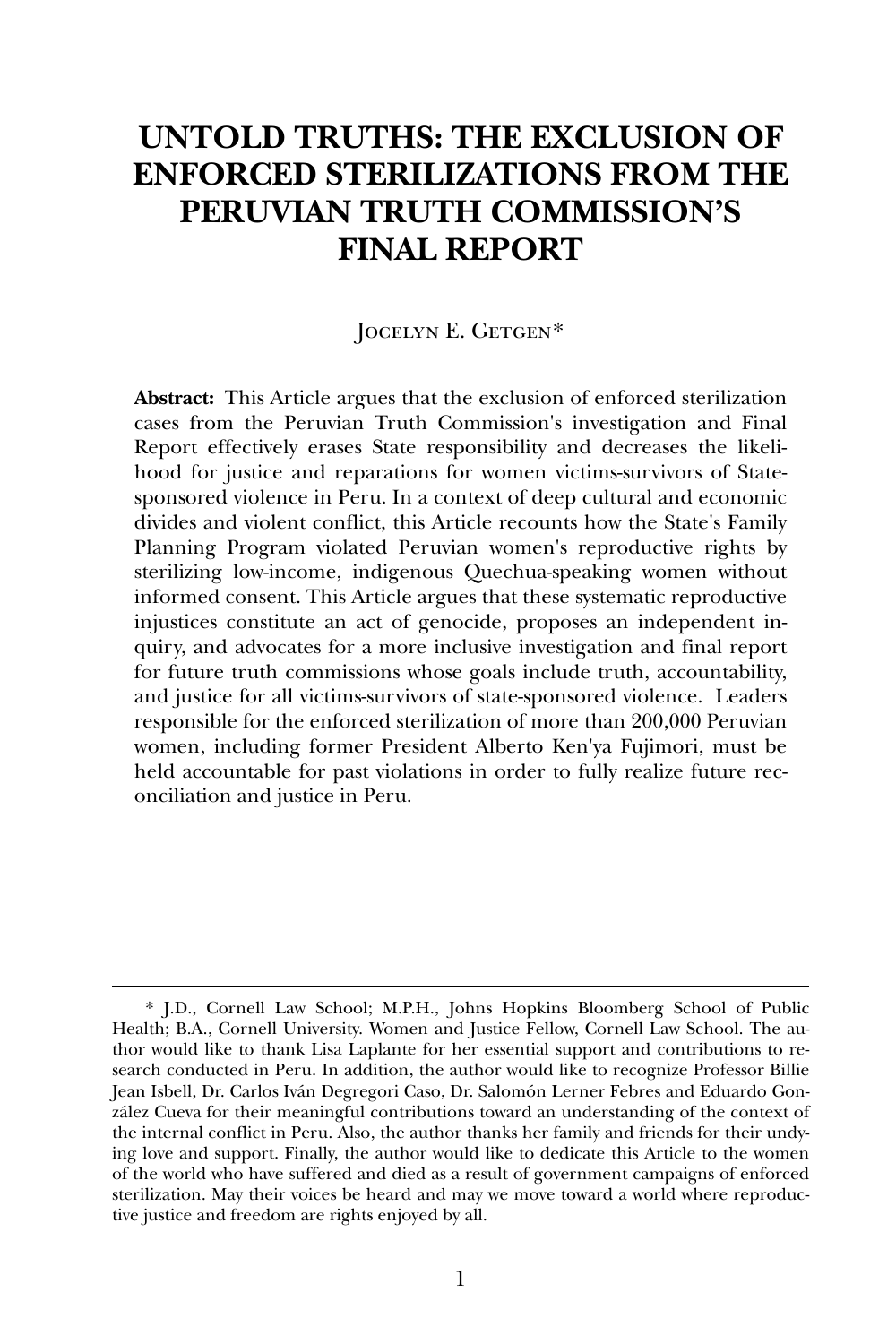# UNTOLD TRUTHS: THE EXCLUSION OF ENFORCED STERILIZATIONS FROM THE PERUVIAN TRUTH COMMISSION'S FINAL REPORT

Jocelyn E. Getgen*

**Abstract:** This Article argues that the exclusion of enforced sterilization cases from the Peruvian Truth Commission's investigation and Final Report effectively erases State responsibility and decreases the likelihood for justice and reparations for women victims-survivors of State-sponsored violence in Peru. In a context of deep cultural and economic divides and violent conflict, this Article recounts how the State's Family Planning Program violated Peruvian women's reproductive rights by sterilizing low-income, indigenous Quechua-speaking women without informed consent. This Article argues that these systematic reproductive injustices constitute an act of genocide, proposes an independent inquiry, and advocates for a more inclusive investigation and final report for future truth commissions whose goals include truth, accountability, and justice for all victims-survivors of state-sponsored violence. Leaders responsible for the enforced sterilization of more than 200,000 Peruvian women, including former President Alberto Ken'ya Fujimori, must be held accountable for past violations in order to fully realize future reconciliation and justice in Peru.

---

* J.D., Cornell Law School; M.P.H., Johns Hopkins Bloomberg School of Public Health; B.A., Cornell University. Women and Justice Fellow, Cornell Law School. The author would like to thank Lisa Laplante for her essential support and contributions to research conducted in Peru. In addition, the author would like to recognize Professor Billie Jean Isbell, Dr. Carlos Iván Degregori Caso, Dr. Salomón Lerner Febres and Eduardo González Cueva for their meaningful contributions toward an understanding of the context of the internal conflict in Peru. Also, the author thanks her family and friends for their undying love and support. Finally, the author would like to dedicate this Article to the women of the world who have suffered and died as a result of government campaigns of enforced sterilization. May their voices be heard and may we move toward a world where reproductive justice and freedom are rights enjoyed by all.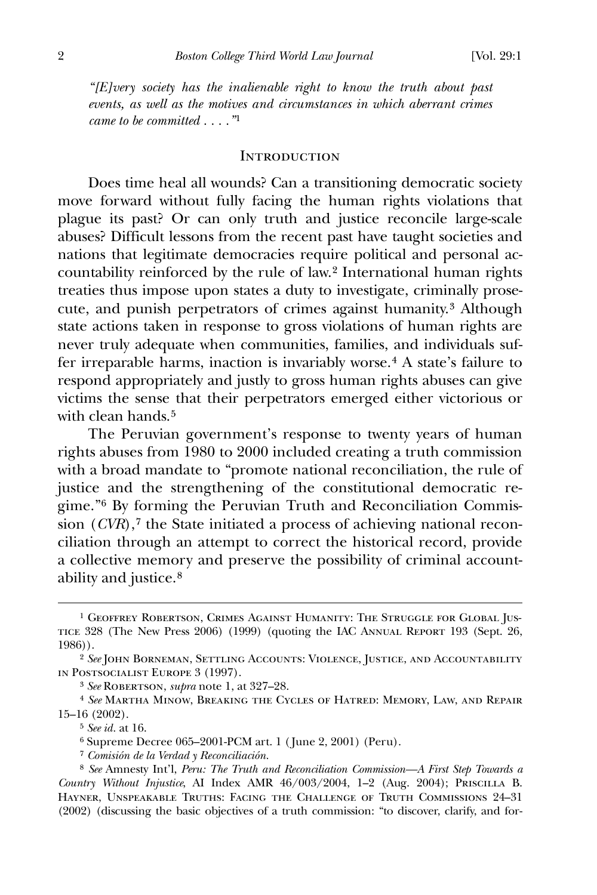*"[E]very society has the inalienable right to know the truth about past events, as well as the motives and circumstances in which aberrant crimes came to be committed . . . ."*[1]

## Introduction

Does time heal all wounds? Can a transitioning democratic society move forward without fully facing the human rights violations that plague its past? Or can only truth and justice reconcile large-scale abuses? Difficult lessons from the recent past have taught societies and nations that legitimate democracies require political and personal accountability reinforced by the rule of law.[2] International human rights treaties thus impose upon states a duty to investigate, criminally prosecute, and punish perpetrators of crimes against humanity.[3] Although state actions taken in response to gross violations of human rights are never truly adequate when communities, families, and individuals suffer irreparable harms, inaction is invariably worse.[4] A state's failure to respond appropriately and justly to gross human rights abuses can give victims the sense that their perpetrators emerged either victorious or with clean hands.[5]

The Peruvian government's response to twenty years of human rights abuses from 1980 to 2000 included creating a truth commission with a broad mandate to "promote national reconciliation, the rule of justice and the strengthening of the constitutional democratic regime."[6] By forming the Peruvian Truth and Reconciliation Commission (*CVR*),[7] the State initiated a process of achieving national reconciliation through an attempt to correct the historical record, provide a collective memory and preserve the possibility of criminal accountability and justice.[8]

---

[1] Geoffrey Robertson, Crimes Against Humanity: The Struggle for Global Justice 328 (The New Press 2006) (1999) (quoting the IAC Annual Report 193 (Sept. 26, 1986)).

[2] *See* John Borneman, Settling Accounts: Violence, Justice, and Accountability in Postsocialist Europe 3 (1997).

[3] *See* Robertson, *supra* note 1, at 327–28.

[4] *See* Martha Minow, Breaking the Cycles of Hatred: Memory, Law, and Repair 15–16 (2002).

[5] *See id.* at 16.

[6] Supreme Decree 065–2001-PCM art. 1 (June 2, 2001) (Peru).

[7] *Comisión de la Verdad y Reconciliación.*

[8] *See* Amnesty Int'l, *Peru: The Truth and Reconciliation Commission—A First Step Towards a Country Without Injustice*, AI Index AMR 46/003/2004, 1–2 (Aug. 2004); Priscilla B. Hayner, Unspeakable Truths: Facing the Challenge of Truth Commissions 24–31 (2002) (discussing the basic objectives of a truth commission: "to discover, clarify, and for-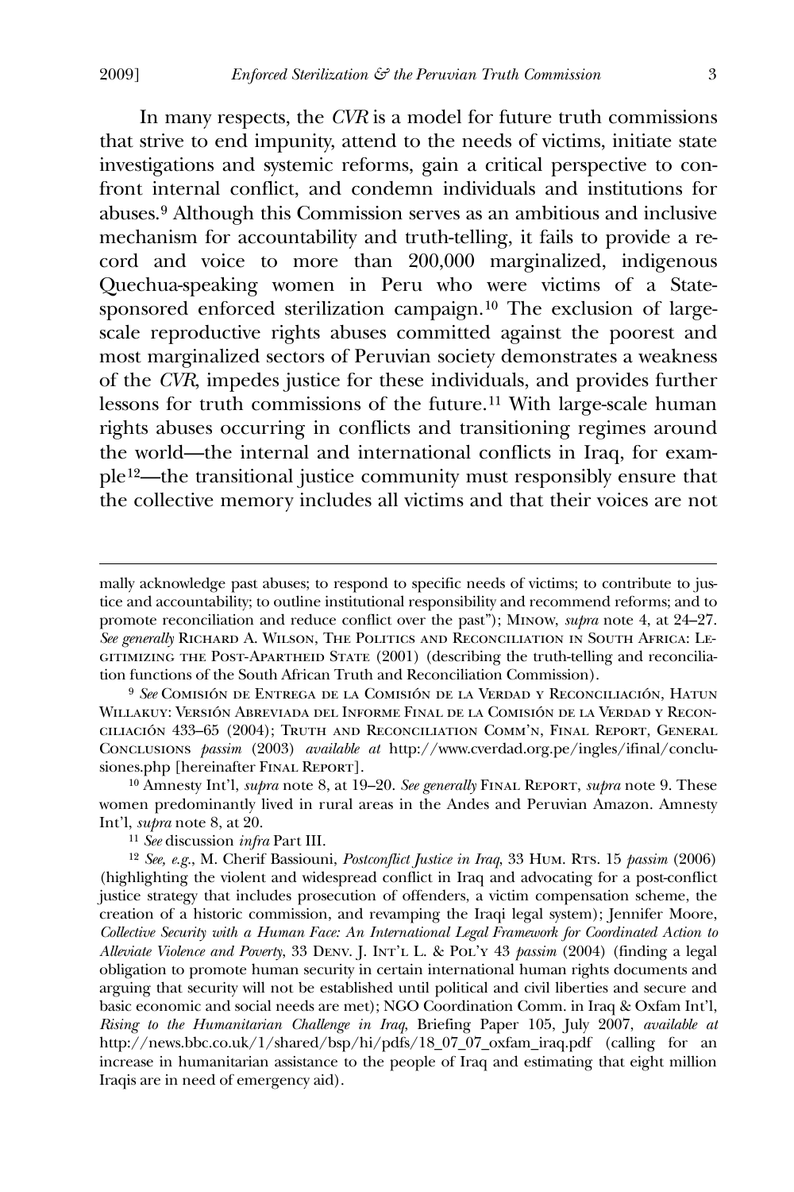In many respects, the *CVR* is a model for future truth commissions that strive to end impunity, attend to the needs of victims, initiate state investigations and systemic reforms, gain a critical perspective to confront internal conflict, and condemn individuals and institutions for abuses.[9] Although this Commission serves as an ambitious and inclusive mechanism for accountability and truth-telling, it fails to provide a record and voice to more than 200,000 marginalized, indigenous Quechua-speaking women in Peru who were victims of a State-sponsored enforced sterilization campaign.[10] The exclusion of large-scale reproductive rights abuses committed against the poorest and most marginalized sectors of Peruvian society demonstrates a weakness of the *CVR*, impedes justice for these individuals, and provides further lessons for truth commissions of the future.[11] With large-scale human rights abuses occurring in conflicts and transitioning regimes around the world—the internal and international conflicts in Iraq, for example[12]—the transitional justice community must responsibly ensure that the collective memory includes all victims and that their voices are not

---

mally acknowledge past abuses; to respond to specific needs of victims; to contribute to justice and accountability; to outline institutional responsibility and recommend reforms; and to promote reconciliation and reduce conflict over the past"); Minow, *supra* note 4, at 24–27. *See generally* Richard A. Wilson, The Politics and Reconciliation in South Africa: Legitimizing the Post-Apartheid State (2001) (describing the truth-telling and reconciliation functions of the South African Truth and Reconciliation Commission).

[9] *See* Comisión de Entrega de la Comisión de la Verdad y Reconciliación, Hatun Willakuy: Versión Abreviada del Informe Final de la Comisión de la Verdad y Reconciliación 433–65 (2004); Truth and Reconciliation Comm'n, Final Report, General Conclusions *passim* (2003) *available at* http://www.cverdad.org.pe/ingles/ifinal/conclusiones.php [hereinafter Final Report].

[10] Amnesty Int'l, *supra* note 8, at 19–20. *See generally* Final Report, *supra* note 9. These women predominantly lived in rural areas in the Andes and Peruvian Amazon. Amnesty Int'l, *supra* note 8, at 20.

[11] *See* discussion *infra* Part III.

[12] *See, e.g.*, M. Cherif Bassiouni, *Postconflict Justice in Iraq*, 33 Hum. Rts. 15 *passim* (2006) (highlighting the violent and widespread conflict in Iraq and advocating for a post-conflict justice strategy that includes prosecution of offenders, a victim compensation scheme, the creation of a historic commission, and revamping the Iraqi legal system); Jennifer Moore, *Collective Security with a Human Face: An International Legal Framework for Coordinated Action to Alleviate Violence and Poverty*, 33 Denv. J. Int'l L. & Pol'y 43 *passim* (2004) (finding a legal obligation to promote human security in certain international human rights documents and arguing that security will not be established until political and civil liberties and secure and basic economic and social needs are met); NGO Coordination Comm. in Iraq & Oxfam Int'l, *Rising to the Humanitarian Challenge in Iraq*, Briefing Paper 105, July 2007, *available at* http://news.bbc.co.uk/1/shared/bsp/hi/pdfs/18_07_07_oxfam_iraq.pdf (calling for an increase in humanitarian assistance to the people of Iraq and estimating that eight million Iraqis are in need of emergency aid).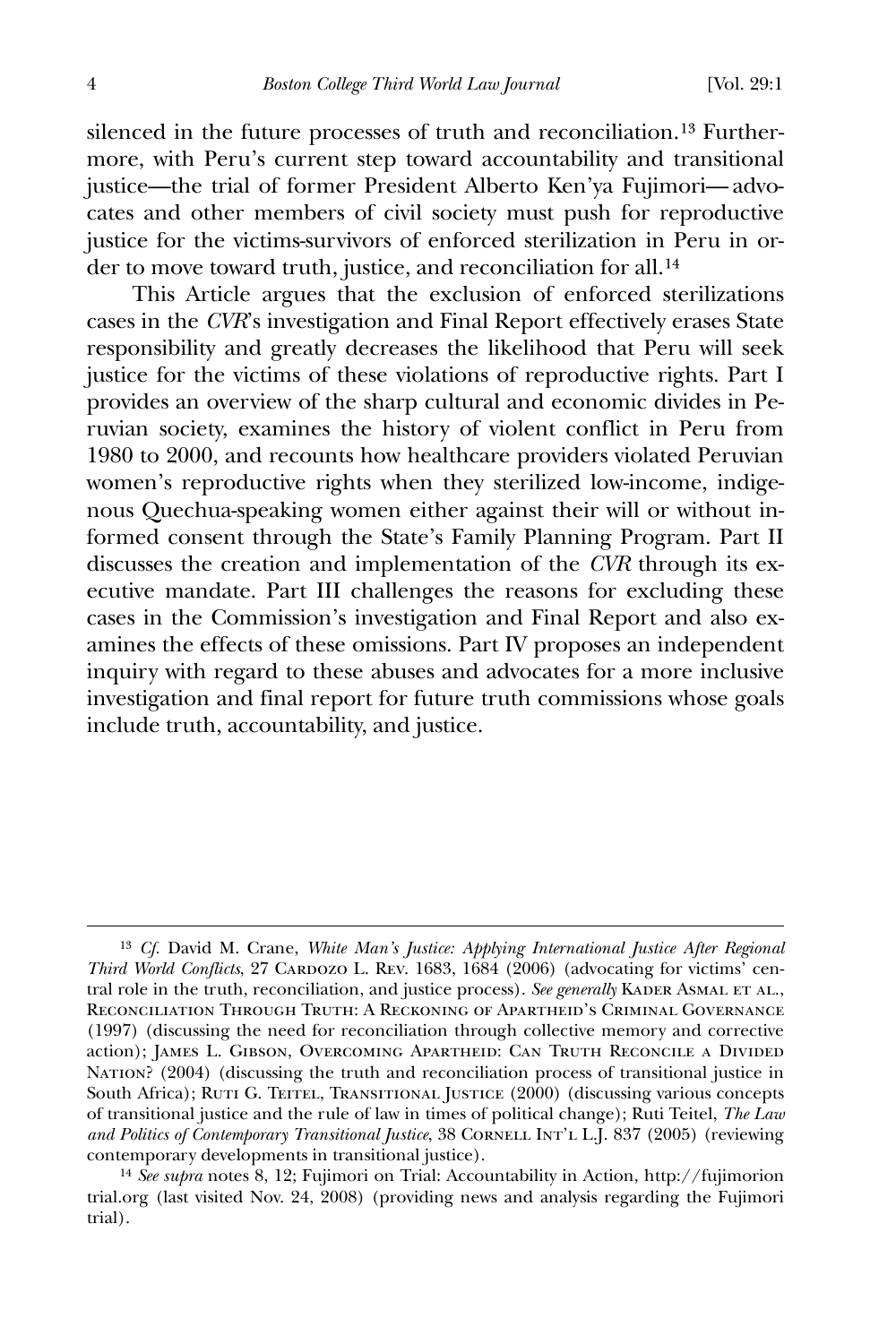silenced in the future processes of truth and reconciliation.[13] Furthermore, with Peru's current step toward accountability and transitional justice—the trial of former President Alberto Ken'ya Fujimori—advocates and other members of civil society must push for reproductive justice for the victims-survivors of enforced sterilization in Peru in order to move toward truth, justice, and reconciliation for all.[14]

This Article argues that the exclusion of enforced sterilizations cases in the *CVR*'s investigation and Final Report effectively erases State responsibility and greatly decreases the likelihood that Peru will seek justice for the victims of these violations of reproductive rights. Part I provides an overview of the sharp cultural and economic divides in Peruvian society, examines the history of violent conflict in Peru from 1980 to 2000, and recounts how healthcare providers violated Peruvian women's reproductive rights when they sterilized low-income, indigenous Quechua-speaking women either against their will or without informed consent through the State's Family Planning Program. Part II discusses the creation and implementation of the *CVR* through its executive mandate. Part III challenges the reasons for excluding these cases in the Commission's investigation and Final Report and also examines the effects of these omissions. Part IV proposes an independent inquiry with regard to these abuses and advocates for a more inclusive investigation and final report for future truth commissions whose goals include truth, accountability, and justice.

---

[13] *Cf.* David M. Crane, *White Man's Justice: Applying International Justice After Regional Third World Conflicts*, 27 Cardozo L. Rev. 1683, 1684 (2006) (advocating for victims' central role in the truth, reconciliation, and justice process). *See generally* Kader Asmal et al., Reconciliation Through Truth: A Reckoning of Apartheid's Criminal Governance (1997) (discussing the need for reconciliation through collective memory and corrective action); James L. Gibson, Overcoming Apartheid: Can Truth Reconcile a Divided Nation? (2004) (discussing the truth and reconciliation process of transitional justice in South Africa); Ruti G. Teitel, Transitional Justice (2000) (discussing various concepts of transitional justice and the rule of law in times of political change); Ruti Teitel, *The Law and Politics of Contemporary Transitional Justice*, 38 Cornell Int'l L.J. 837 (2005) (reviewing contemporary developments in transitional justice).

[14] *See supra* notes 8, 12; Fujimori on Trial: Accountability in Action, http://fujimoriontrial.org (last visited Nov. 24, 2008) (providing news and analysis regarding the Fujimori trial).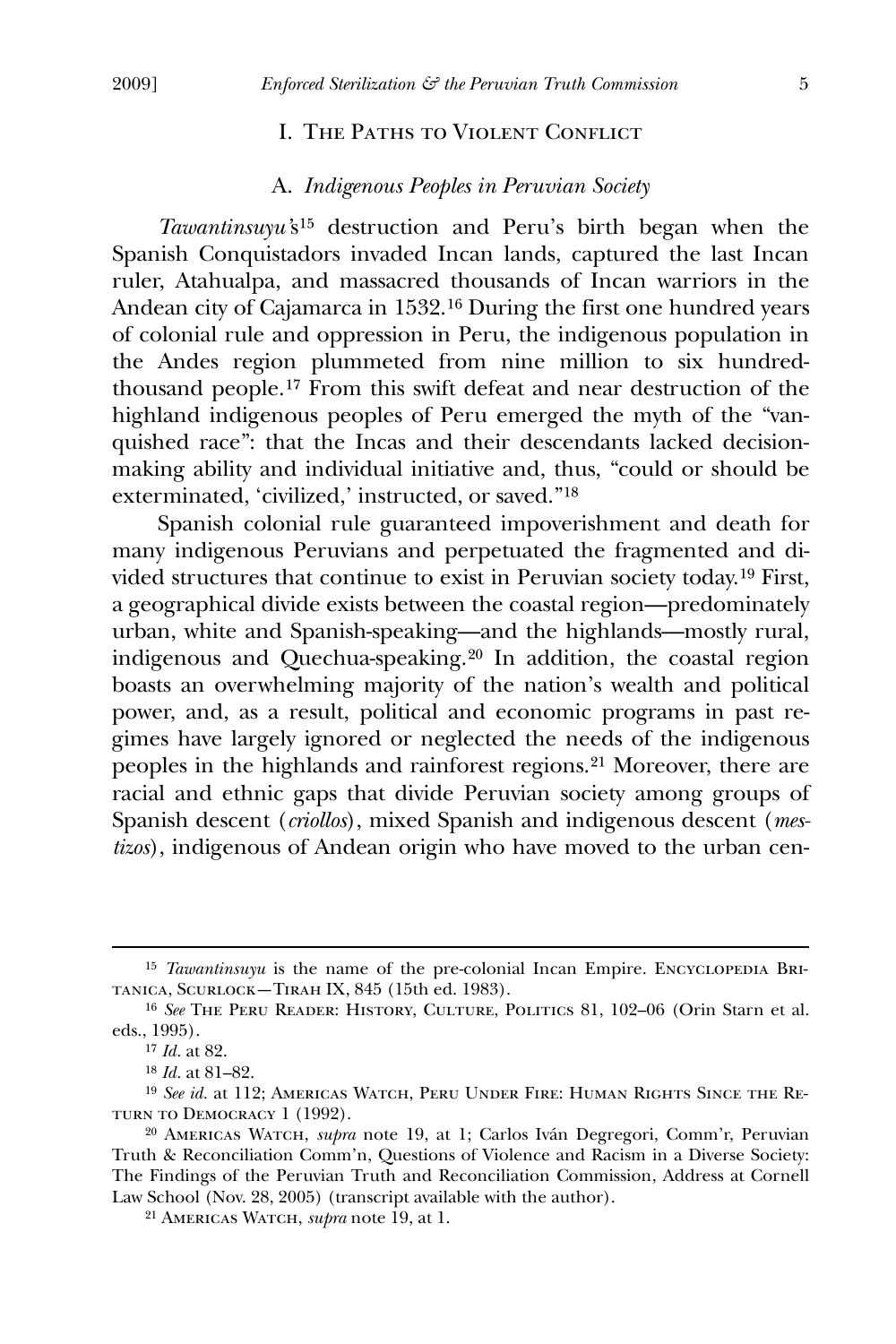# I. The Paths to Violent Conflict

## A. *Indigenous Peoples in Peruvian Society*

*Tawantinsuyu's*[15] destruction and Peru's birth began when the Spanish Conquistadors invaded Incan lands, captured the last Incan ruler, Atahualpa, and massacred thousands of Incan warriors in the Andean city of Cajamarca in 1532.[16] During the first one hundred years of colonial rule and oppression in Peru, the indigenous population in the Andes region plummeted from nine million to six hundred-thousand people.[17] From this swift defeat and near destruction of the highland indigenous peoples of Peru emerged the myth of the "vanquished race": that the Incas and their descendants lacked decision-making ability and individual initiative and, thus, "could or should be exterminated, 'civilized,' instructed, or saved."[18]

Spanish colonial rule guaranteed impoverishment and death for many indigenous Peruvians and perpetuated the fragmented and divided structures that continue to exist in Peruvian society today.[19] First, a geographical divide exists between the coastal region—predominately urban, white and Spanish-speaking—and the highlands—mostly rural, indigenous and Quechua-speaking.[20] In addition, the coastal region boasts an overwhelming majority of the nation's wealth and political power, and, as a result, political and economic programs in past regimes have largely ignored or neglected the needs of the indigenous peoples in the highlands and rainforest regions.[21] Moreover, there are racial and ethnic gaps that divide Peruvian society among groups of Spanish descent (*criollos*), mixed Spanish and indigenous descent (*mestizos*), indigenous of Andean origin who have moved to the urban cen-

---

[15] *Tawantinsuyu* is the name of the pre-colonial Incan Empire. Encyclopedia Britanica, Scurlock—Tirah IX, 845 (15th ed. 1983).

[16] *See* The Peru Reader: History, Culture, Politics 81, 102–06 (Orin Starn et al. eds., 1995).

[17] *Id.* at 82.

[18] *Id.* at 81–82.

[19] *See id.* at 112; Americas Watch, Peru Under Fire: Human Rights Since the Return to Democracy 1 (1992).

[20] Americas Watch, *supra* note 19, at 1; Carlos Iván Degregori, Comm'r, Peruvian Truth & Reconciliation Comm'n, Questions of Violence and Racism in a Diverse Society: The Findings of the Peruvian Truth and Reconciliation Commission, Address at Cornell Law School (Nov. 28, 2005) (transcript available with the author).

[21] Americas Watch, *supra* note 19, at 1.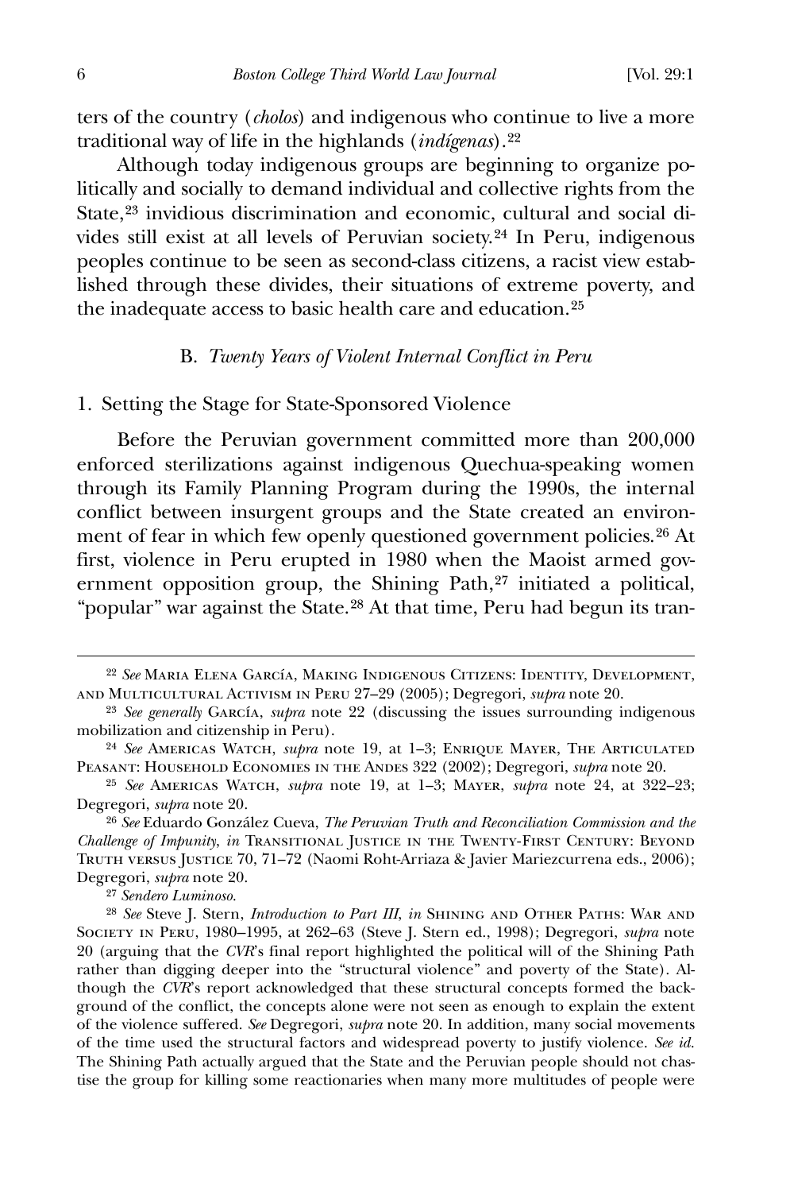ters of the country (*cholos*) and indigenous who continue to live a more traditional way of life in the highlands (*indígenas*).[22]

Although today indigenous groups are beginning to organize politically and socially to demand individual and collective rights from the State,[23] invidious discrimination and economic, cultural and social divides still exist at all levels of Peruvian society.[24] In Peru, indigenous peoples continue to be seen as second-class citizens, a racist view established through these divides, their situations of extreme poverty, and the inadequate access to basic health care and education.[25]

### B. *Twenty Years of Violent Internal Conflict in Peru*

#### 1. Setting the Stage for State-Sponsored Violence

Before the Peruvian government committed more than 200,000 enforced sterilizations against indigenous Quechua-speaking women through its Family Planning Program during the 1990s, the internal conflict between insurgent groups and the State created an environment of fear in which few openly questioned government policies.[26] At first, violence in Peru erupted in 1980 when the Maoist armed government opposition group, the Shining Path,[27] initiated a political, "popular" war against the State.[28] At that time, Peru had begun its tran-

---

[22] *See* Maria Elena García, Making Indigenous Citizens: Identity, Development, and Multicultural Activism in Peru 27–29 (2005); Degregori, *supra* note 20.

[23] *See generally* García, *supra* note 22 (discussing the issues surrounding indigenous mobilization and citizenship in Peru).

[24] *See* Americas Watch, *supra* note 19, at 1–3; Enrique Mayer, The Articulated Peasant: Household Economies in the Andes 322 (2002); Degregori, *supra* note 20.

[25] *See* Americas Watch, *supra* note 19, at 1–3; Mayer, *supra* note 24, at 322–23; Degregori, *supra* note 20.

[26] *See* Eduardo González Cueva, *The Peruvian Truth and Reconciliation Commission and the Challenge of Impunity*, *in* Transitional Justice in the Twenty-First Century: Beyond Truth versus Justice 70, 71–72 (Naomi Roht-Arriaza & Javier Mariezcurrena eds., 2006); Degregori, *supra* note 20.

[27] *Sendero Luminoso*.

[28] *See* Steve J. Stern, *Introduction to Part III*, *in* Shining and Other Paths: War and Society in Peru, 1980–1995, at 262–63 (Steve J. Stern ed., 1998); Degregori, *supra* note 20 (arguing that the *CVR*'s final report highlighted the political will of the Shining Path rather than digging deeper into the "structural violence" and poverty of the State). Although the *CVR*'s report acknowledged that these structural concepts formed the background of the conflict, the concepts alone were not seen as enough to explain the extent of the violence suffered. *See* Degregori, *supra* note 20. In addition, many social movements of the time used the structural factors and widespread poverty to justify violence. *See id.* The Shining Path actually argued that the State and the Peruvian people should not chastise the group for killing some reactionaries when many more multitudes of people were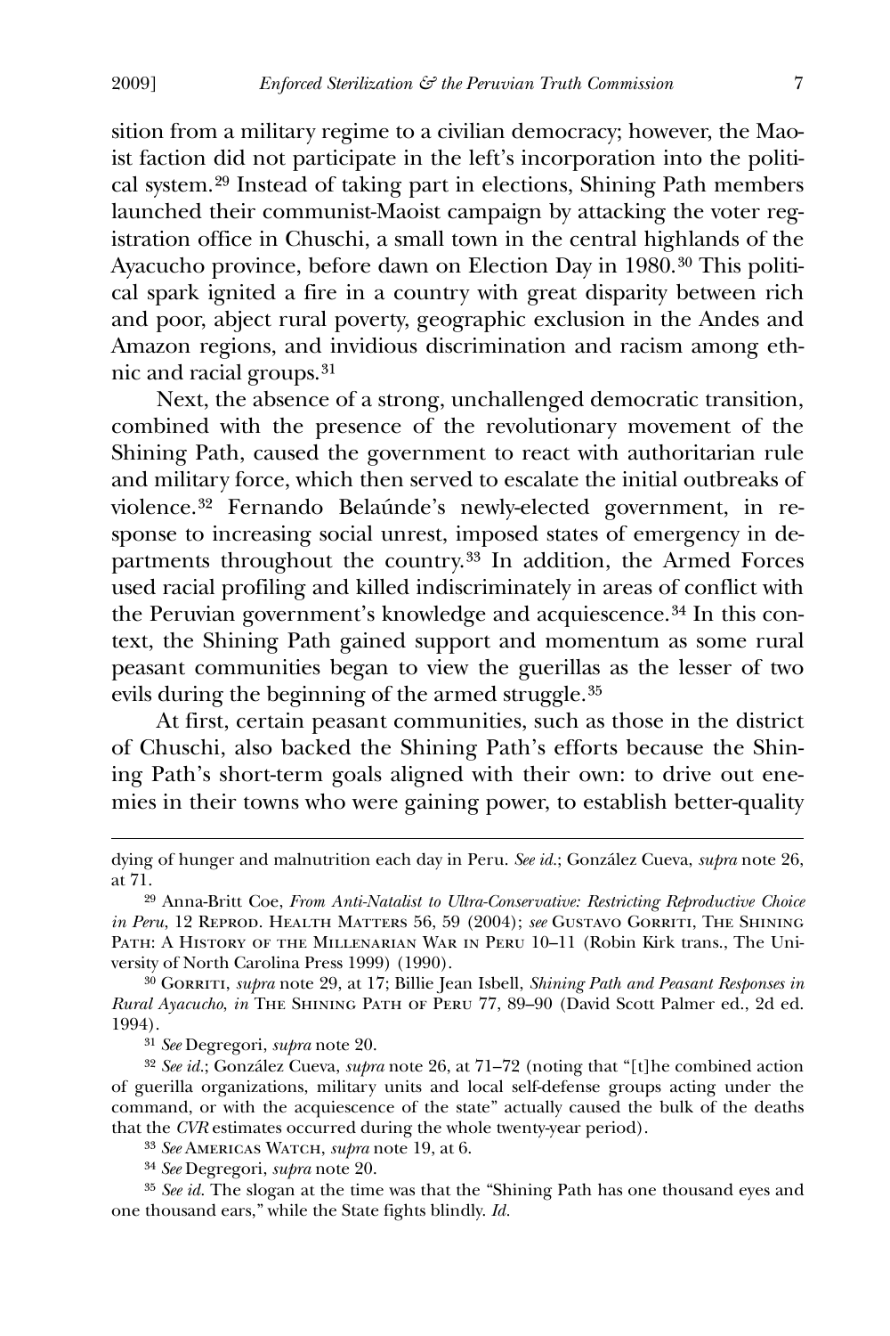sition from a military regime to a civilian democracy; however, the Maoist faction did not participate in the left's incorporation into the political system.[29] Instead of taking part in elections, Shining Path members launched their communist-Maoist campaign by attacking the voter registration office in Chuschi, a small town in the central highlands of the Ayacucho province, before dawn on Election Day in 1980.[30] This political spark ignited a fire in a country with great disparity between rich and poor, abject rural poverty, geographic exclusion in the Andes and Amazon regions, and invidious discrimination and racism among ethnic and racial groups.[31]

Next, the absence of a strong, unchallenged democratic transition, combined with the presence of the revolutionary movement of the Shining Path, caused the government to react with authoritarian rule and military force, which then served to escalate the initial outbreaks of violence.[32] Fernando Belaúnde's newly-elected government, in response to increasing social unrest, imposed states of emergency in departments throughout the country.[33] In addition, the Armed Forces used racial profiling and killed indiscriminately in areas of conflict with the Peruvian government's knowledge and acquiescence.[34] In this context, the Shining Path gained support and momentum as some rural peasant communities began to view the guerillas as the lesser of two evils during the beginning of the armed struggle.[35]

At first, certain peasant communities, such as those in the district of Chuschi, also backed the Shining Path's efforts because the Shining Path's short-term goals aligned with their own: to drive out enemies in their towns who were gaining power, to establish better-quality

---

dying of hunger and malnutrition each day in Peru. *See id.*; González Cueva, *supra* note 26, at 71.

[29] Anna-Britt Coe, *From Anti-Natalist to Ultra-Conservative: Restricting Reproductive Choice in Peru*, 12 Reprod. Health Matters 56, 59 (2004); *see* Gustavo Gorriti, The Shining Path: A History of the Millenarian War in Peru 10–11 (Robin Kirk trans., The University of North Carolina Press 1999) (1990).

[30] Gorriti, *supra* note 29, at 17; Billie Jean Isbell, *Shining Path and Peasant Responses in Rural Ayacucho*, *in* The Shining Path of Peru 77, 89–90 (David Scott Palmer ed., 2d ed. 1994).

[31] *See* Degregori, *supra* note 20.

[32] *See id.*; González Cueva, *supra* note 26, at 71–72 (noting that "[t]he combined action of guerilla organizations, military units and local self-defense groups acting under the command, or with the acquiescence of the state" actually caused the bulk of the deaths that the *CVR* estimates occurred during the whole twenty-year period).

[33] *See* Americas Watch, *supra* note 19, at 6.

[34] *See* Degregori, *supra* note 20.

[35] *See id.* The slogan at the time was that the "Shining Path has one thousand eyes and one thousand ears," while the State fights blindly. *Id.*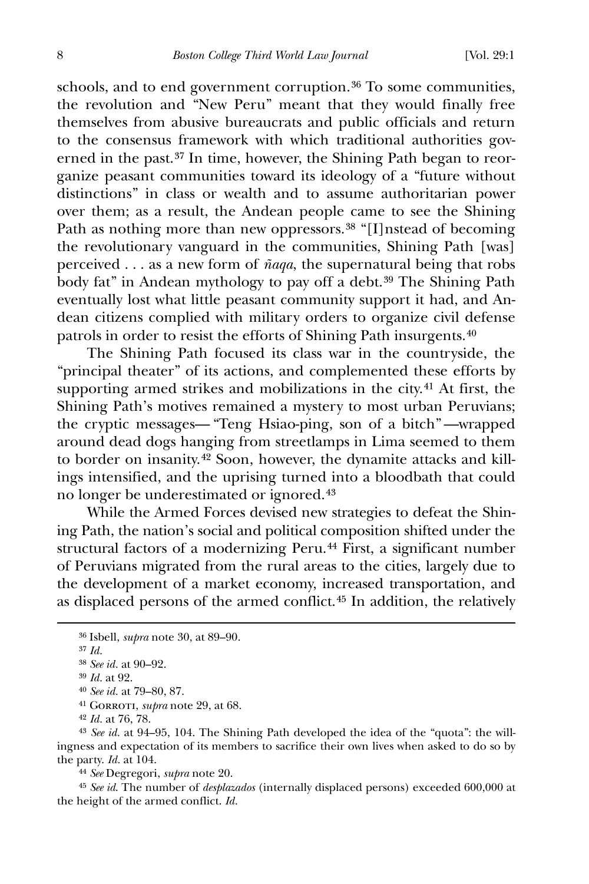schools, and to end government corruption.[36] To some communities, the revolution and "New Peru" meant that they would finally free themselves from abusive bureaucrats and public officials and return to the consensus framework with which traditional authorities governed in the past.[37] In time, however, the Shining Path began to reorganize peasant communities toward its ideology of a "future without distinctions" in class or wealth and to assume authoritarian power over them; as a result, the Andean people came to see the Shining Path as nothing more than new oppressors.[38] "[I]nstead of becoming the revolutionary vanguard in the communities, Shining Path [was] perceived . . . as a new form of *ñaqa*, the supernatural being that robs body fat" in Andean mythology to pay off a debt.[39] The Shining Path eventually lost what little peasant community support it had, and Andean citizens complied with military orders to organize civil defense patrols in order to resist the efforts of Shining Path insurgents.[40]

The Shining Path focused its class war in the countryside, the "principal theater" of its actions, and complemented these efforts by supporting armed strikes and mobilizations in the city.[41] At first, the Shining Path's motives remained a mystery to most urban Peruvians; the cryptic messages— "Teng Hsiao-ping, son of a bitch"—wrapped around dead dogs hanging from streetlamps in Lima seemed to them to border on insanity.[42] Soon, however, the dynamite attacks and killings intensified, and the uprising turned into a bloodbath that could no longer be underestimated or ignored.[43]

While the Armed Forces devised new strategies to defeat the Shining Path, the nation's social and political composition shifted under the structural factors of a modernizing Peru.[44] First, a significant number of Peruvians migrated from the rural areas to the cities, largely due to the development of a market economy, increased transportation, and as displaced persons of the armed conflict.[45] In addition, the relatively

---

[36] Isbell, *supra* note 30, at 89–90.

[37] *Id.*

[38] *See id.* at 90–92.

[39] *Id.* at 92.

[40] *See id.* at 79–80, 87.

[41] Gorroti, *supra* note 29, at 68.

[42] *Id.* at 76, 78.

[43] *See id.* at 94–95, 104. The Shining Path developed the idea of the "quota": the willingness and expectation of its members to sacrifice their own lives when asked to do so by the party. *Id.* at 104.

[44] *See* Degregori, *supra* note 20.

[45] *See id.* The number of *desplazados* (internally displaced persons) exceeded 600,000 at the height of the armed conflict. *Id.*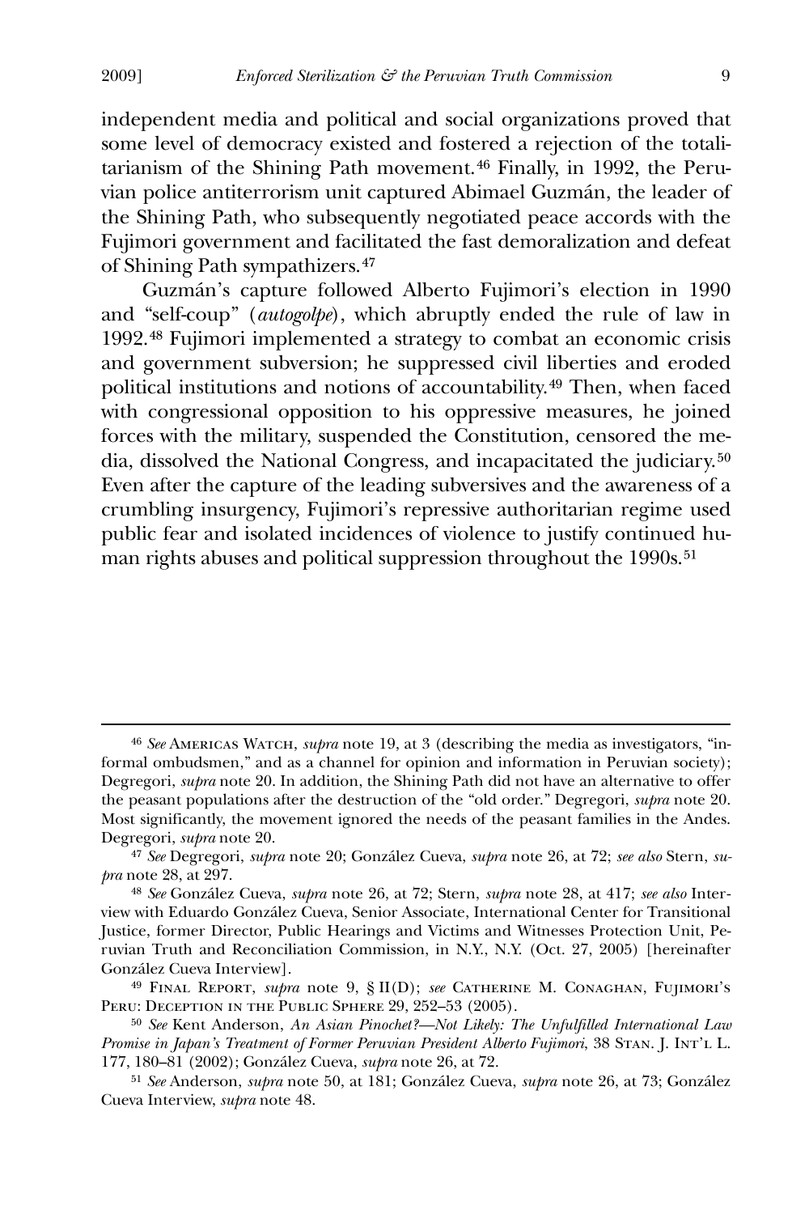independent media and political and social organizations proved that some level of democracy existed and fostered a rejection of the totalitarianism of the Shining Path movement.[46] Finally, in 1992, the Peruvian police antiterrorism unit captured Abimael Guzmán, the leader of the Shining Path, who subsequently negotiated peace accords with the Fujimori government and facilitated the fast demoralization and defeat of Shining Path sympathizers.[47]

Guzmán's capture followed Alberto Fujimori's election in 1990 and "self-coup" (*autogolpe*), which abruptly ended the rule of law in 1992.[48] Fujimori implemented a strategy to combat an economic crisis and government subversion; he suppressed civil liberties and eroded political institutions and notions of accountability.[49] Then, when faced with congressional opposition to his oppressive measures, he joined forces with the military, suspended the Constitution, censored the media, dissolved the National Congress, and incapacitated the judiciary.[50] Even after the capture of the leading subversives and the awareness of a crumbling insurgency, Fujimori's repressive authoritarian regime used public fear and isolated incidences of violence to justify continued human rights abuses and political suppression throughout the 1990s.[51]

---

[46] *See* Americas Watch, *supra* note 19, at 3 (describing the media as investigators, "informal ombudsmen," and as a channel for opinion and information in Peruvian society); Degregori, *supra* note 20. In addition, the Shining Path did not have an alternative to offer the peasant populations after the destruction of the "old order." Degregori, *supra* note 20. Most significantly, the movement ignored the needs of the peasant families in the Andes. Degregori, *supra* note 20.

[47] *See* Degregori, *supra* note 20; González Cueva, *supra* note 26, at 72; *see also* Stern, *supra* note 28, at 297.

[48] *See* González Cueva, *supra* note 26, at 72; Stern, *supra* note 28, at 417; *see also* Interview with Eduardo González Cueva, Senior Associate, International Center for Transitional Justice, former Director, Public Hearings and Victims and Witnesses Protection Unit, Peruvian Truth and Reconciliation Commission, in N.Y., N.Y. (Oct. 27, 2005) [hereinafter González Cueva Interview].

[49] Final Report, *supra* note 9, § II(D); *see* Catherine M. Conaghan, Fujimori's Peru: Deception in the Public Sphere 29, 252–53 (2005).

[50] *See* Kent Anderson, *An Asian Pinochet?—Not Likely: The Unfulfilled International Law Promise in Japan's Treatment of Former Peruvian President Alberto Fujimori*, 38 Stan. J. Int'l L. 177, 180–81 (2002); González Cueva, *supra* note 26, at 72.

[51] *See* Anderson, *supra* note 50, at 181; González Cueva, *supra* note 26, at 73; González Cueva Interview, *supra* note 48.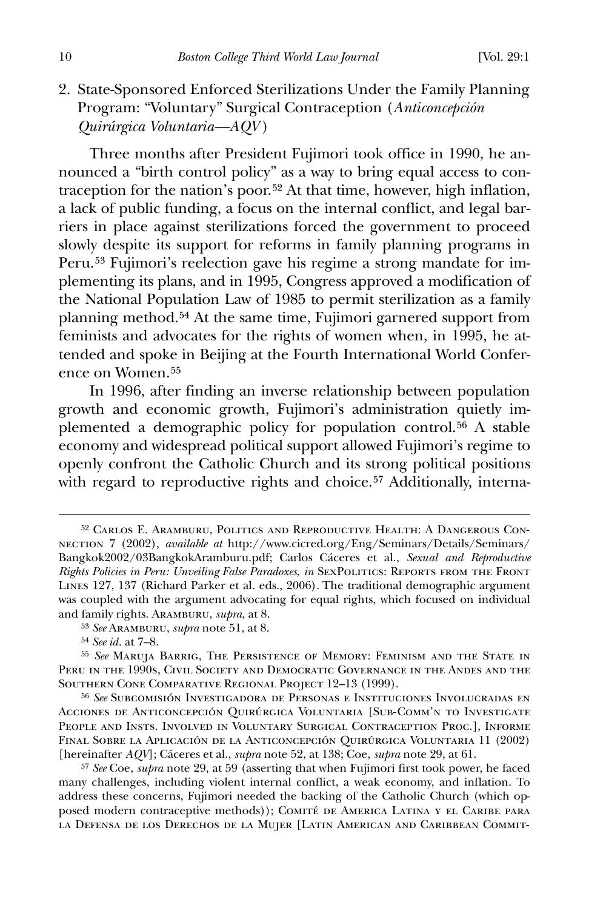2. State-Sponsored Enforced Sterilizations Under the Family Planning Program: "Voluntary" Surgical Contraception (*Anticoncepción Quirúrgica Voluntaria—AQV*)

Three months after President Fujimori took office in 1990, he announced a "birth control policy" as a way to bring equal access to contraception for the nation's poor.[52] At that time, however, high inflation, a lack of public funding, a focus on the internal conflict, and legal barriers in place against sterilizations forced the government to proceed slowly despite its support for reforms in family planning programs in Peru.[53] Fujimori's reelection gave his regime a strong mandate for implementing its plans, and in 1995, Congress approved a modification of the National Population Law of 1985 to permit sterilization as a family planning method.[54] At the same time, Fujimori garnered support from feminists and advocates for the rights of women when, in 1995, he attended and spoke in Beijing at the Fourth International World Conference on Women.[55]

In 1996, after finding an inverse relationship between population growth and economic growth, Fujimori's administration quietly implemented a demographic policy for population control.[56] A stable economy and widespread political support allowed Fujimori's regime to openly confront the Catholic Church and its strong political positions with regard to reproductive rights and choice.[57] Additionally, interna-

---

[52] Carlos E. Aramburu, Politics and Reproductive Health: A Dangerous Connection 7 (2002), *available at* http://www.cicred.org/Eng/Seminars/Details/Seminars/Bangkok2002/03BangkokAramburu.pdf; Carlos Cáceres et al., *Sexual and Reproductive Rights Policies in Peru: Unveiling False Paradoxes*, *in* SexPolitics: Reports from the Front Lines 127, 137 (Richard Parker et al. eds., 2006). The traditional demographic argument was coupled with the argument advocating for equal rights, which focused on individual and family rights. Aramburu, *supra*, at 8.

[53] *See* Aramburu, *supra* note 51, at 8.

[54] *See id.* at 7–8.

[55] *See* Maruja Barrig, The Persistence of Memory: Feminism and the State in Peru in the 1990s, Civil Society and Democratic Governance in the Andes and the Southern Cone Comparative Regional Project 12–13 (1999).

[56] *See* Subcomisión Investigadora de Personas e Instituciones Involucradas en Acciones de Anticoncepción Quirúrgica Voluntaria [Sub-Comm'n to Investigate People and Insts. Involved in Voluntary Surgical Contraception Proc.], Informe Final Sobre la Aplicación de la Anticoncepción Quirúrgica Voluntaria 11 (2002) [hereinafter *AQV*]; Cáceres et al., *supra* note 52, at 138; Coe, *supra* note 29, at 61.

[57] *See* Coe, *supra* note 29, at 59 (asserting that when Fujimori first took power, he faced many challenges, including violent internal conflict, a weak economy, and inflation. To address these concerns, Fujimori needed the backing of the Catholic Church (which opposed modern contraceptive methods)); Comité de America Latina y el Caribe para la Defensa de los Derechos de la Mujer [Latin American and Caribbean Commit-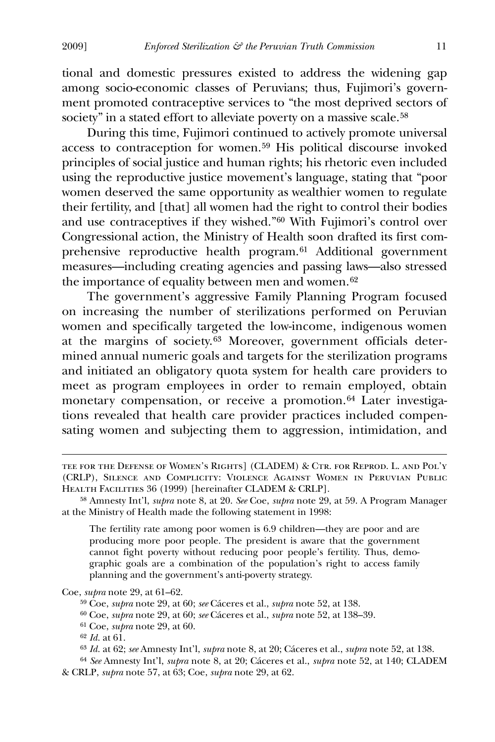tional and domestic pressures existed to address the widening gap among socio-economic classes of Peruvians; thus, Fujimori's government promoted contraceptive services to "the most deprived sectors of society" in a stated effort to alleviate poverty on a massive scale.[58]

During this time, Fujimori continued to actively promote universal access to contraception for women.[59] His political discourse invoked principles of social justice and human rights; his rhetoric even included using the reproductive justice movement's language, stating that "poor women deserved the same opportunity as wealthier women to regulate their fertility, and [that] all women had the right to control their bodies and use contraceptives if they wished."[60] With Fujimori's control over Congressional action, the Ministry of Health soon drafted its first comprehensive reproductive health program.[61] Additional government measures—including creating agencies and passing laws—also stressed the importance of equality between men and women.[62]

The government's aggressive Family Planning Program focused on increasing the number of sterilizations performed on Peruvian women and specifically targeted the low-income, indigenous women at the margins of society.[63] Moreover, government officials determined annual numeric goals and targets for the sterilization programs and initiated an obligatory quota system for health care providers to meet as program employees in order to remain employed, obtain monetary compensation, or receive a promotion.[64] Later investigations revealed that health care provider practices included compensating women and subjecting them to aggression, intimidation, and

---

TEE FOR THE DEFENSE OF WOMEN'S RIGHTS] (CLADEM) & CTR. FOR REPROD. L. AND POL'Y (CRLP), SILENCE AND COMPLICITY: VIOLENCE AGAINST WOMEN IN PERUVIAN PUBLIC HEALTH FACILITIES 36 (1999) [hereinafter CLADEM & CRLP].

[58] Amnesty Int'l, *supra* note 8, at 20. *See* Coe, *supra* note 29, at 59. A Program Manager at the Ministry of Health made the following statement in 1998:

> The fertility rate among poor women is 6.9 children—they are poor and are producing more poor people. The president is aware that the government cannot fight poverty without reducing poor people's fertility. Thus, demographic goals are a combination of the population's right to access family planning and the government's anti-poverty strategy.

Coe, *supra* note 29, at 61–62.

[59] Coe, *supra* note 29, at 60; *see* Cáceres et al., *supra* note 52, at 138.

[60] Coe, *supra* note 29, at 60; *see* Cáceres et al., *supra* note 52, at 138–39.

[61] Coe, *supra* note 29, at 60.

[62] *Id.* at 61.

[63] *Id.* at 62; *see* Amnesty Int'l, *supra* note 8, at 20; Cáceres et al., *supra* note 52, at 138.

[64] *See* Amnesty Int'l, *supra* note 8, at 20; Cáceres et al., *supra* note 52, at 140; CLADEM & CRLP, *supra* note 57, at 63; Coe, *supra* note 29, at 62.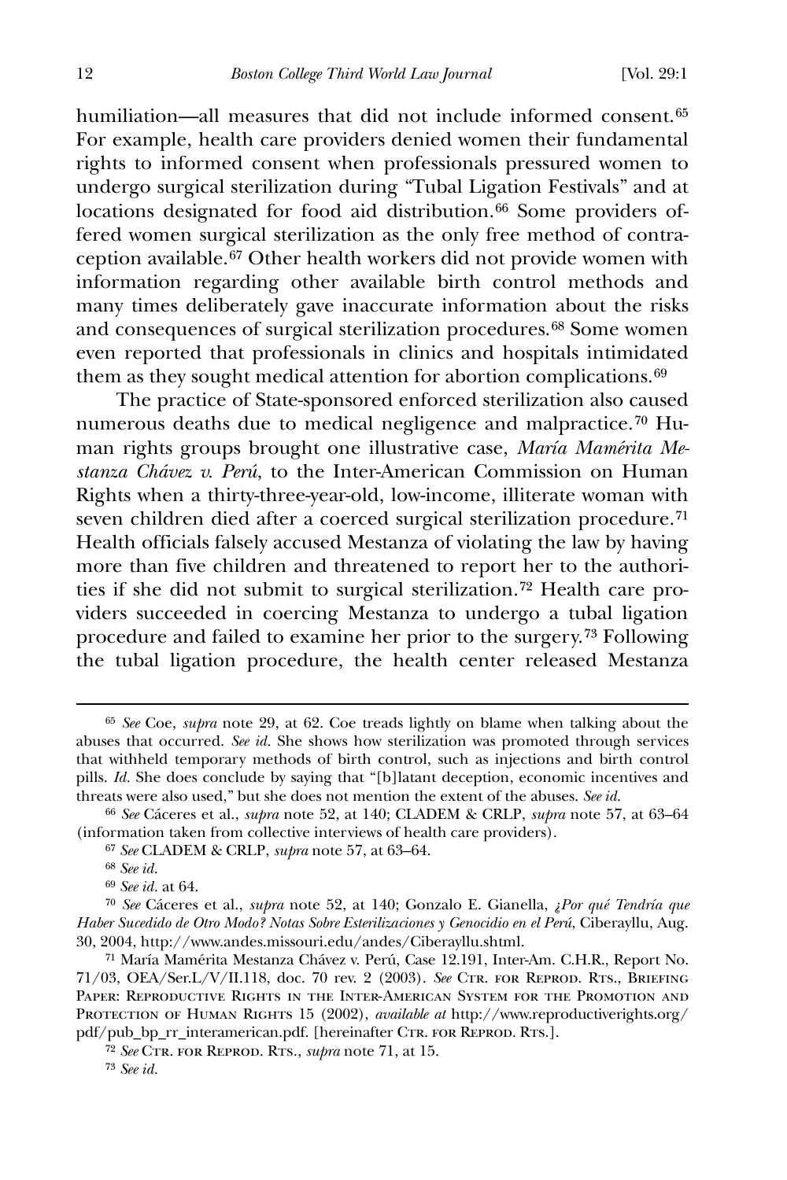humiliation—all measures that did not include informed consent.[65] For example, health care providers denied women their fundamental rights to informed consent when professionals pressured women to undergo surgical sterilization during "Tubal Ligation Festivals" and at locations designated for food aid distribution.[66] Some providers offered women surgical sterilization as the only free method of contraception available.[67] Other health workers did not provide women with information regarding other available birth control methods and many times deliberately gave inaccurate information about the risks and consequences of surgical sterilization procedures.[68] Some women even reported that professionals in clinics and hospitals intimidated them as they sought medical attention for abortion complications.[69]

The practice of State-sponsored enforced sterilization also caused numerous deaths due to medical negligence and malpractice.[70] Human rights groups brought one illustrative case, *María Mamérita Mestanza Chávez v. Perú*, to the Inter-American Commission on Human Rights when a thirty-three-year-old, low-income, illiterate woman with seven children died after a coerced surgical sterilization procedure.[71] Health officials falsely accused Mestanza of violating the law by having more than five children and threatened to report her to the authorities if she did not submit to surgical sterilization.[72] Health care providers succeeded in coercing Mestanza to undergo a tubal ligation procedure and failed to examine her prior to the surgery.[73] Following the tubal ligation procedure, the health center released Mestanza

---

[65] *See* Coe, *supra* note 29, at 62. Coe treads lightly on blame when talking about the abuses that occurred. *See id.* She shows how sterilization was promoted through services that withheld temporary methods of birth control, such as injections and birth control pills. *Id.* She does conclude by saying that "[b]latant deception, economic incentives and threats were also used," but she does not mention the extent of the abuses. *See id.*

[66] *See* Cáceres et al., *supra* note 52, at 140; CLADEM & CRLP, *supra* note 57, at 63–64 (information taken from collective interviews of health care providers).

[67] *See* CLADEM & CRLP, *supra* note 57, at 63–64.

[68] *See id.*

[69] *See id.* at 64.

[70] *See* Cáceres et al., *supra* note 52, at 140; Gonzalo E. Gianella, *¿Por qué Tendría que Haber Sucedido de Otro Modo? Notas Sobre Esterilizaciones y Genocidio en el Perú*, Ciberayllu, Aug. 30, 2004, http://www.andes.missouri.edu/andes/Ciberayllu.shtml.

[71] María Mamérita Mestanza Chávez v. Perú, Case 12.191, Inter-Am. C.H.R., Report No. 71/03, OEA/Ser.L/V/II.118, doc. 70 rev. 2 (2003). *See* Ctr. for Reprod. Rts., Briefing Paper: Reproductive Rights in the Inter-American System for the Promotion and Protection of Human Rights 15 (2002), *available at* http://www.reproductiverights.org/pdf/pub_bp_rr_interamerican.pdf. [hereinafter Ctr. for Reprod. Rts.].

[72] *See* Ctr. for Reprod. Rts., *supra* note 71, at 15.

[73] *See id.*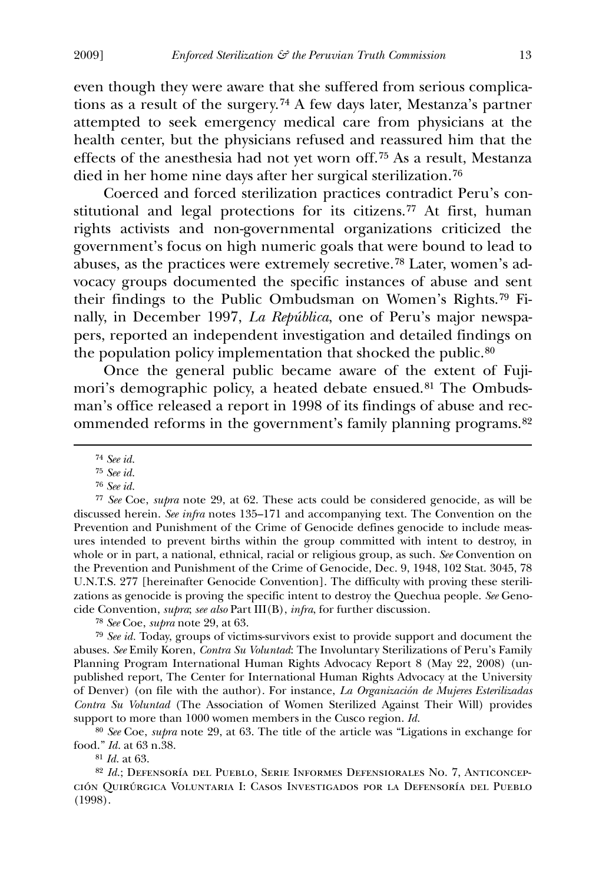even though they were aware that she suffered from serious complications as a result of the surgery.[74] A few days later, Mestanza's partner attempted to seek emergency medical care from physicians at the health center, but the physicians refused and reassured him that the effects of the anesthesia had not yet worn off.[75] As a result, Mestanza died in her home nine days after her surgical sterilization.[76]

Coerced and forced sterilization practices contradict Peru's constitutional and legal protections for its citizens.[77] At first, human rights activists and non-governmental organizations criticized the government's focus on high numeric goals that were bound to lead to abuses, as the practices were extremely secretive.[78] Later, women's advocacy groups documented the specific instances of abuse and sent their findings to the Public Ombudsman on Women's Rights.[79] Finally, in December 1997, *La República*, one of Peru's major newspapers, reported an independent investigation and detailed findings on the population policy implementation that shocked the public.[80]

Once the general public became aware of the extent of Fujimori's demographic policy, a heated debate ensued.[81] The Ombudsman's office released a report in 1998 of its findings of abuse and recommended reforms in the government's family planning programs.[82]

---

[74] *See id.*

[75] *See id.*

[76] *See id.*

[77] *See* Coe, *supra* note 29, at 62. These acts could be considered genocide, as will be discussed herein. *See infra* notes 135–171 and accompanying text. The Convention on the Prevention and Punishment of the Crime of Genocide defines genocide to include measures intended to prevent births within the group committed with intent to destroy, in whole or in part, a national, ethnical, racial or religious group, as such. *See* Convention on the Prevention and Punishment of the Crime of Genocide, Dec. 9, 1948, 102 Stat. 3045, 78 U.N.T.S. 277 [hereinafter Genocide Convention]. The difficulty with proving these sterilizations as genocide is proving the specific intent to destroy the Quechua people. *See* Genocide Convention, *supra*; *see also* Part III(B), *infra*, for further discussion.

[78] *See* Coe, *supra* note 29, at 63.

[79] *See id.* Today, groups of victims-survivors exist to provide support and document the abuses. *See* Emily Koren, *Contra Su Voluntad*: The Involuntary Sterilizations of Peru's Family Planning Program International Human Rights Advocacy Report 8 (May 22, 2008) (unpublished report, The Center for International Human Rights Advocacy at the University of Denver) (on file with the author). For instance, *La Organización de Mujeres Esterilizadas Contra Su Voluntad* (The Association of Women Sterilized Against Their Will) provides support to more than 1000 women members in the Cusco region. *Id.*

[80] *See* Coe, *supra* note 29, at 63. The title of the article was "Ligations in exchange for food." *Id.* at 63 n.38.

[81] *Id.* at 63.

[82] *Id.*; Defensoría del Pueblo, Serie Informes Defensoriales No. 7, Anticoncepción Quirúrgica Voluntaria I: Casos Investigados por la Defensoría del Pueblo (1998).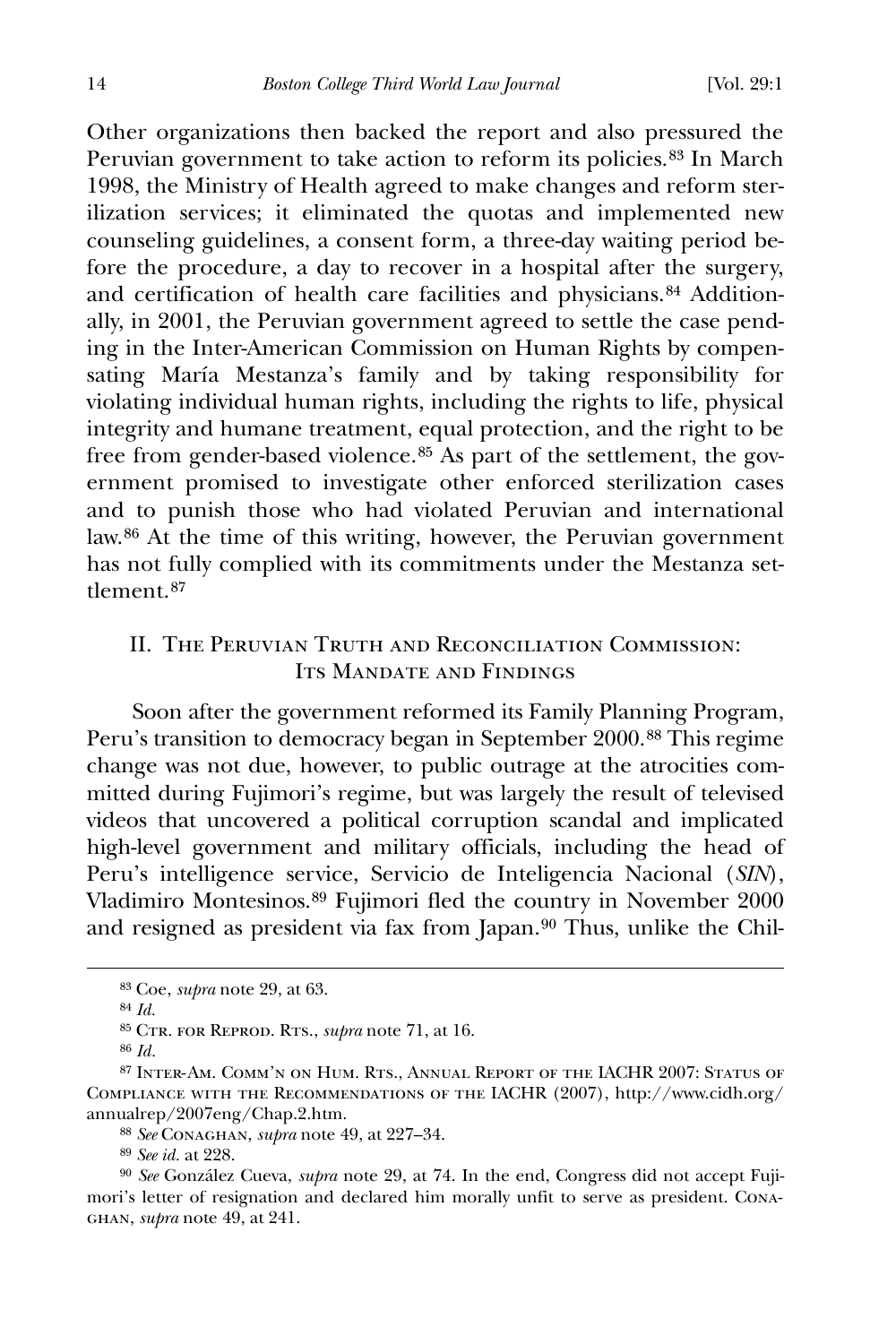Other organizations then backed the report and also pressured the Peruvian government to take action to reform its policies.[83] In March 1998, the Ministry of Health agreed to make changes and reform sterilization services; it eliminated the quotas and implemented new counseling guidelines, a consent form, a three-day waiting period before the procedure, a day to recover in a hospital after the surgery, and certification of health care facilities and physicians.[84] Additionally, in 2001, the Peruvian government agreed to settle the case pending in the Inter-American Commission on Human Rights by compensating María Mestanza's family and by taking responsibility for violating individual human rights, including the rights to life, physical integrity and humane treatment, equal protection, and the right to be free from gender-based violence.[85] As part of the settlement, the government promised to investigate other enforced sterilization cases and to punish those who had violated Peruvian and international law.[86] At the time of this writing, however, the Peruvian government has not fully complied with its commitments under the Mestanza settlement.[87]

## II. The Peruvian Truth and Reconciliation Commission: Its Mandate and Findings

Soon after the government reformed its Family Planning Program, Peru's transition to democracy began in September 2000.[88] This regime change was not due, however, to public outrage at the atrocities committed during Fujimori's regime, but was largely the result of televised videos that uncovered a political corruption scandal and implicated high-level government and military officials, including the head of Peru's intelligence service, Servicio de Inteligencia Nacional (*SIN*), Vladimiro Montesinos.[89] Fujimori fled the country in November 2000 and resigned as president via fax from Japan.[90] Thus, unlike the Chil-

---

[83] Coe, *supra* note 29, at 63.

[84] *Id.*

[85] Ctr. for Reprod. Rts., *supra* note 71, at 16.

[86] *Id.*

[87] Inter-Am. Comm'n on Hum. Rts., Annual Report of the IACHR 2007: Status of Compliance with the Recommendations of the IACHR (2007), http://www.cidh.org/annualrep/2007eng/Chap.2.htm.

[88] *See* Conaghan, *supra* note 49, at 227–34.

[89] *See id.* at 228.

[90] *See* González Cueva, *supra* note 29, at 74. In the end, Congress did not accept Fujimori's letter of resignation and declared him morally unfit to serve as president. Conaghan, *supra* note 49, at 241.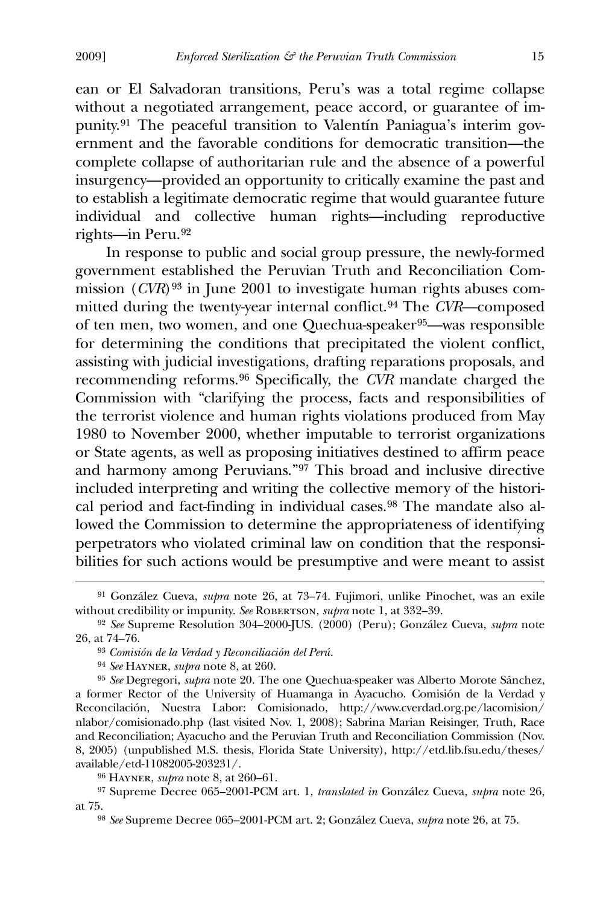ean or El Salvadoran transitions, Peru's was a total regime collapse without a negotiated arrangement, peace accord, or guarantee of impunity.[91] The peaceful transition to Valentín Paniagua's interim government and the favorable conditions for democratic transition—the complete collapse of authoritarian rule and the absence of a powerful insurgency—provided an opportunity to critically examine the past and to establish a legitimate democratic regime that would guarantee future individual and collective human rights—including reproductive rights—in Peru.[92]

In response to public and social group pressure, the newly-formed government established the Peruvian Truth and Reconciliation Commission (*CVR*)[93] in June 2001 to investigate human rights abuses committed during the twenty-year internal conflict.[94] The *CVR*—composed of ten men, two women, and one Quechua-speaker[95]—was responsible for determining the conditions that precipitated the violent conflict, assisting with judicial investigations, drafting reparations proposals, and recommending reforms.[96] Specifically, the *CVR* mandate charged the Commission with "clarifying the process, facts and responsibilities of the terrorist violence and human rights violations produced from May 1980 to November 2000, whether imputable to terrorist organizations or State agents, as well as proposing initiatives destined to affirm peace and harmony among Peruvians."[97] This broad and inclusive directive included interpreting and writing the collective memory of the historical period and fact-finding in individual cases.[98] The mandate also allowed the Commission to determine the appropriateness of identifying perpetrators who violated criminal law on condition that the responsibilities for such actions would be presumptive and were meant to assist

---

[91] González Cueva, *supra* note 26, at 73–74. Fujimori, unlike Pinochet, was an exile without credibility or impunity. *See* Robertson, *supra* note 1, at 332–39.

[92] *See* Supreme Resolution 304–2000-JUS. (2000) (Peru); González Cueva, *supra* note 26, at 74–76.

[93] *Comisión de la Verdad y Reconciliación del Perú.*

[94] *See* Hayner, *supra* note 8, at 260.

[95] *See* Degregori, *supra* note 20. The one Quechua-speaker was Alberto Morote Sánchez, a former Rector of the University of Huamanga in Ayacucho. Comisión de la Verdad y Reconcilación, Nuestra Labor: Comisionado, http://www.cverdad.org.pe/lacomision/nlabor/comisionado.php (last visited Nov. 1, 2008); Sabrina Marian Reisinger, Truth, Race and Reconciliation; Ayacucho and the Peruvian Truth and Reconciliation Commission (Nov. 8, 2005) (unpublished M.S. thesis, Florida State University), http://etd.lib.fsu.edu/theses/available/etd-11082005-203231/.

[96] Hayner, *supra* note 8, at 260–61.

[97] Supreme Decree 065–2001-PCM art. 1, *translated in* González Cueva, *supra* note 26, at 75.

[98] *See* Supreme Decree 065–2001-PCM art. 2; González Cueva, *supra* note 26, at 75.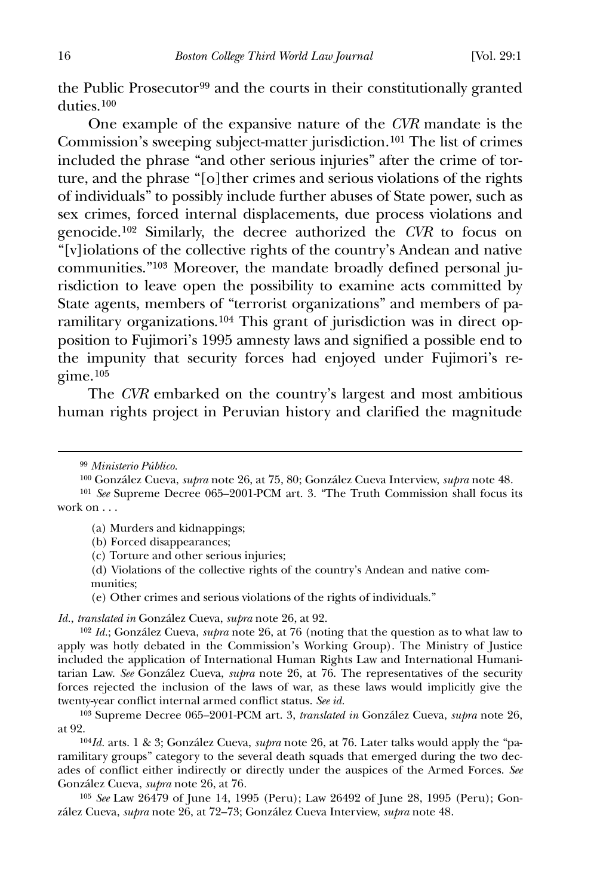the Public Prosecutor[99] and the courts in their constitutionally granted duties.[100]

One example of the expansive nature of the *CVR* mandate is the Commission's sweeping subject-matter jurisdiction.[101] The list of crimes included the phrase "and other serious injuries" after the crime of torture, and the phrase "[o]ther crimes and serious violations of the rights of individuals" to possibly include further abuses of State power, such as sex crimes, forced internal displacements, due process violations and genocide.[102] Similarly, the decree authorized the *CVR* to focus on "[v]iolations of the collective rights of the country's Andean and native communities."[103] Moreover, the mandate broadly defined personal jurisdiction to leave open the possibility to examine acts committed by State agents, members of "terrorist organizations" and members of paramilitary organizations.[104] This grant of jurisdiction was in direct opposition to Fujimori's 1995 amnesty laws and signified a possible end to the impunity that security forces had enjoyed under Fujimori's regime.[105]

The *CVR* embarked on the country's largest and most ambitious human rights project in Peruvian history and clarified the magnitude

---

[99] *Ministerio Público.*

[100] González Cueva, *supra* note 26, at 75, 80; González Cueva Interview, *supra* note 48.

[101] *See* Supreme Decree 065–2001-PCM art. 3. "The Truth Commission shall focus its work on . . .

> (a) Murders and kidnappings;
>
> (b) Forced disappearances;
>
> (c) Torture and other serious injuries;
>
> (d) Violations of the collective rights of the country's Andean and native communities;
>
> (e) Other crimes and serious violations of the rights of individuals."

*Id.*, *translated in* González Cueva, *supra* note 26, at 92.

[102] *Id.*; González Cueva, *supra* note 26, at 76 (noting that the question as to what law to apply was hotly debated in the Commission's Working Group). The Ministry of Justice included the application of International Human Rights Law and International Humanitarian Law. *See* González Cueva, *supra* note 26, at 76. The representatives of the security forces rejected the inclusion of the laws of war, as these laws would implicitly give the twenty-year conflict internal armed conflict status. *See id.*

[103] Supreme Decree 065–2001-PCM art. 3, *translated in* González Cueva, *supra* note 26, at 92.

[104] *Id.* arts. 1 & 3; González Cueva, *supra* note 26, at 76. Later talks would apply the "paramilitary groups" category to the several death squads that emerged during the two decades of conflict either indirectly or directly under the auspices of the Armed Forces. *See* González Cueva, *supra* note 26, at 76.

[105] *See* Law 26479 of June 14, 1995 (Peru); Law 26492 of June 28, 1995 (Peru); González Cueva, *supra* note 26, at 72–73; González Cueva Interview, *supra* note 48.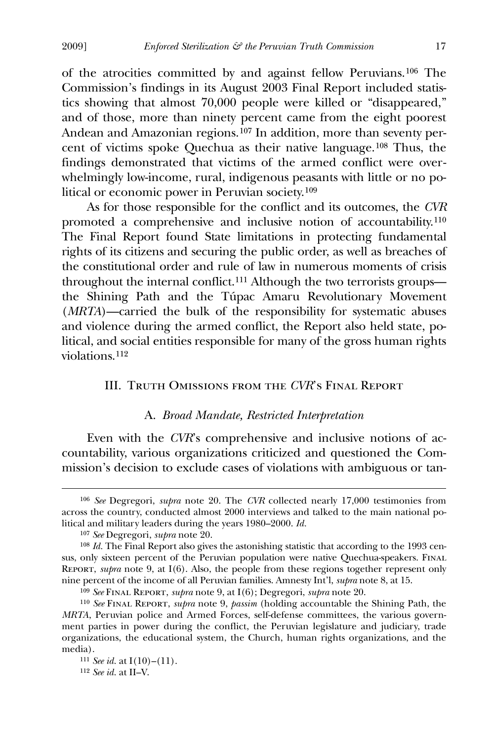of the atrocities committed by and against fellow Peruvians.[106] The Commission's findings in its August 2003 Final Report included statistics showing that almost 70,000 people were killed or "disappeared," and of those, more than ninety percent came from the eight poorest Andean and Amazonian regions.[107] In addition, more than seventy percent of victims spoke Quechua as their native language.[108] Thus, the findings demonstrated that victims of the armed conflict were overwhelmingly low-income, rural, indigenous peasants with little or no political or economic power in Peruvian society.[109]

As for those responsible for the conflict and its outcomes, the *CVR* promoted a comprehensive and inclusive notion of accountability.[110] The Final Report found State limitations in protecting fundamental rights of its citizens and securing the public order, as well as breaches of the constitutional order and rule of law in numerous moments of crisis throughout the internal conflict.[111] Although the two terrorists groups—the Shining Path and the Túpac Amaru Revolutionary Movement (*MRTA*)—carried the bulk of the responsibility for systematic abuses and violence during the armed conflict, the Report also held state, political, and social entities responsible for many of the gross human rights violations.[112]

## III. Truth Omissions from the *CVR*'s Final Report

### A. *Broad Mandate, Restricted Interpretation*

Even with the *CVR*'s comprehensive and inclusive notions of accountability, various organizations criticized and questioned the Commission's decision to exclude cases of violations with ambiguous or tan-

---

[106] *See* Degregori, *supra* note 20. The *CVR* collected nearly 17,000 testimonies from across the country, conducted almost 2000 interviews and talked to the main national political and military leaders during the years 1980–2000. *Id.*

[107] *See* Degregori, *supra* note 20.

[108] *Id.* The Final Report also gives the astonishing statistic that according to the 1993 census, only sixteen percent of the Peruvian population were native Quechua-speakers. Final Report, *supra* note 9, at I(6). Also, the people from these regions together represent only nine percent of the income of all Peruvian families. Amnesty Int'l, *supra* note 8, at 15.

[109] *See* Final Report, *supra* note 9, at I(6); Degregori, *supra* note 20.

[110] *See* Final Report, *supra* note 9, *passim* (holding accountable the Shining Path, the *MRTA*, Peruvian police and Armed Forces, self-defense committees, the various government parties in power during the conflict, the Peruvian legislature and judiciary, trade organizations, the educational system, the Church, human rights organizations, and the media).

[111] *See id.* at I(10)–(11).

[112] *See id.* at II–V.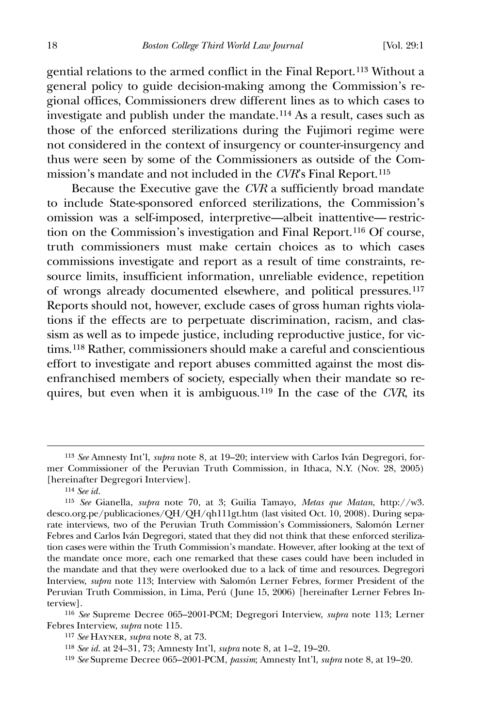gential relations to the armed conflict in the Final Report.[113] Without a general policy to guide decision-making among the Commission's regional offices, Commissioners drew different lines as to which cases to investigate and publish under the mandate.[114] As a result, cases such as those of the enforced sterilizations during the Fujimori regime were not considered in the context of insurgency or counter-insurgency and thus were seen by some of the Commissioners as outside of the Commission's mandate and not included in the *CVR*'s Final Report.[115]

Because the Executive gave the *CVR* a sufficiently broad mandate to include State-sponsored enforced sterilizations, the Commission's omission was a self-imposed, interpretive—albeit inattentive—restriction on the Commission's investigation and Final Report.[116] Of course, truth commissioners must make certain choices as to which cases commissions investigate and report as a result of time constraints, resource limits, insufficient information, unreliable evidence, repetition of wrongs already documented elsewhere, and political pressures.[117] Reports should not, however, exclude cases of gross human rights violations if the effects are to perpetuate discrimination, racism, and classism as well as to impede justice, including reproductive justice, for victims.[118] Rather, commissioners should make a careful and conscientious effort to investigate and report abuses committed against the most disenfranchised members of society, especially when their mandate so requires, but even when it is ambiguous.[119] In the case of the *CVR*, its

---

[113] *See* Amnesty Int'l, *supra* note 8, at 19–20; interview with Carlos Iván Degregori, former Commissioner of the Peruvian Truth Commission, in Ithaca, N.Y. (Nov. 28, 2005) [hereinafter Degregori Interview].

[114] *See id.*

[115] *See* Gianella, *supra* note 70, at 3; Guilia Tamayo, *Metas que Matan*, http://w3.desco.org.pe/publicaciones/QH/QH/qh111gt.htm (last visited Oct. 10, 2008). During separate interviews, two of the Peruvian Truth Commission's Commissioners, Salomón Lerner Febres and Carlos Iván Degregori, stated that they did not think that these enforced sterilization cases were within the Truth Commission's mandate. However, after looking at the text of the mandate once more, each one remarked that these cases could have been included in the mandate and that they were overlooked due to a lack of time and resources. Degregori Interview, *supra* note 113; Interview with Salomón Lerner Febres, former President of the Peruvian Truth Commission, in Lima, Perú (June 15, 2006) [hereinafter Lerner Febres Interview].

[116] *See* Supreme Decree 065–2001-PCM; Degregori Interview, *supra* note 113; Lerner Febres Interview, *supra* note 115.

[117] *See* Hayner, *supra* note 8, at 73.

[118] *See id.* at 24–31, 73; Amnesty Int'l, *supra* note 8, at 1–2, 19–20.

[119] *See* Supreme Decree 065–2001-PCM, *passim*; Amnesty Int'l, *supra* note 8, at 19–20.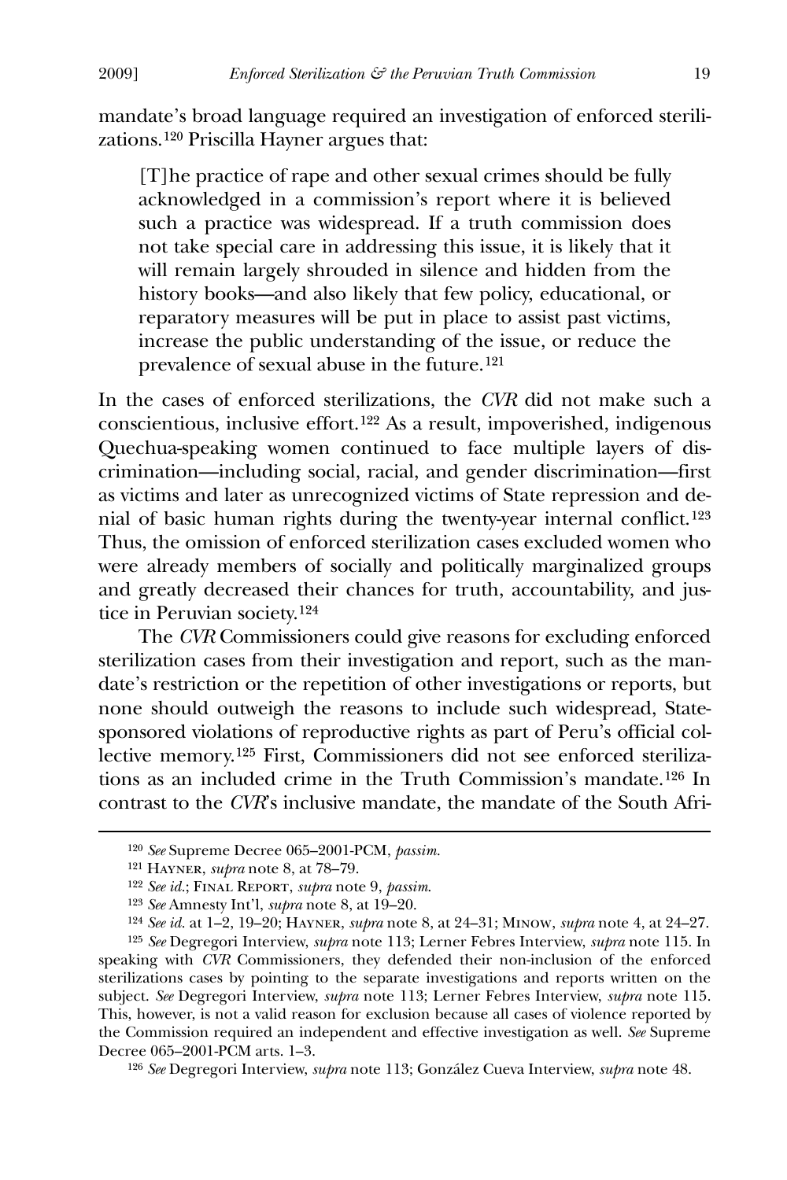mandate's broad language required an investigation of enforced sterilizations.[120] Priscilla Hayner argues that:

> [T]he practice of rape and other sexual crimes should be fully acknowledged in a commission's report where it is believed such a practice was widespread. If a truth commission does not take special care in addressing this issue, it is likely that it will remain largely shrouded in silence and hidden from the history books—and also likely that few policy, educational, or reparatory measures will be put in place to assist past victims, increase the public understanding of the issue, or reduce the prevalence of sexual abuse in the future.[121]

In the cases of enforced sterilizations, the *CVR* did not make such a conscientious, inclusive effort.[122] As a result, impoverished, indigenous Quechua-speaking women continued to face multiple layers of discrimination—including social, racial, and gender discrimination—first as victims and later as unrecognized victims of State repression and denial of basic human rights during the twenty-year internal conflict.[123] Thus, the omission of enforced sterilization cases excluded women who were already members of socially and politically marginalized groups and greatly decreased their chances for truth, accountability, and justice in Peruvian society.[124]

The *CVR* Commissioners could give reasons for excluding enforced sterilization cases from their investigation and report, such as the mandate's restriction or the repetition of other investigations or reports, but none should outweigh the reasons to include such widespread, State-sponsored violations of reproductive rights as part of Peru's official collective memory.[125] First, Commissioners did not see enforced sterilizations as an included crime in the Truth Commission's mandate.[126] In contrast to the *CVR*'s inclusive mandate, the mandate of the South Afri-

---

[120] *See* Supreme Decree 065–2001-PCM, *passim*.

[121] Hayner, *supra* note 8, at 78–79.

[122] *See id.*; Final Report, *supra* note 9, *passim*.

[123] *See* Amnesty Int'l, *supra* note 8, at 19–20.

[124] *See id.* at 1–2, 19–20; Hayner, *supra* note 8, at 24–31; Minow, *supra* note 4, at 24–27.

[125] *See* Degregori Interview, *supra* note 113; Lerner Febres Interview, *supra* note 115. In speaking with *CVR* Commissioners, they defended their non-inclusion of the enforced sterilizations cases by pointing to the separate investigations and reports written on the subject. *See* Degregori Interview, *supra* note 113; Lerner Febres Interview, *supra* note 115. This, however, is not a valid reason for exclusion because all cases of violence reported by the Commission required an independent and effective investigation as well. *See* Supreme Decree 065–2001-PCM arts. 1–3.

[126] *See* Degregori Interview, *supra* note 113; González Cueva Interview, *supra* note 48.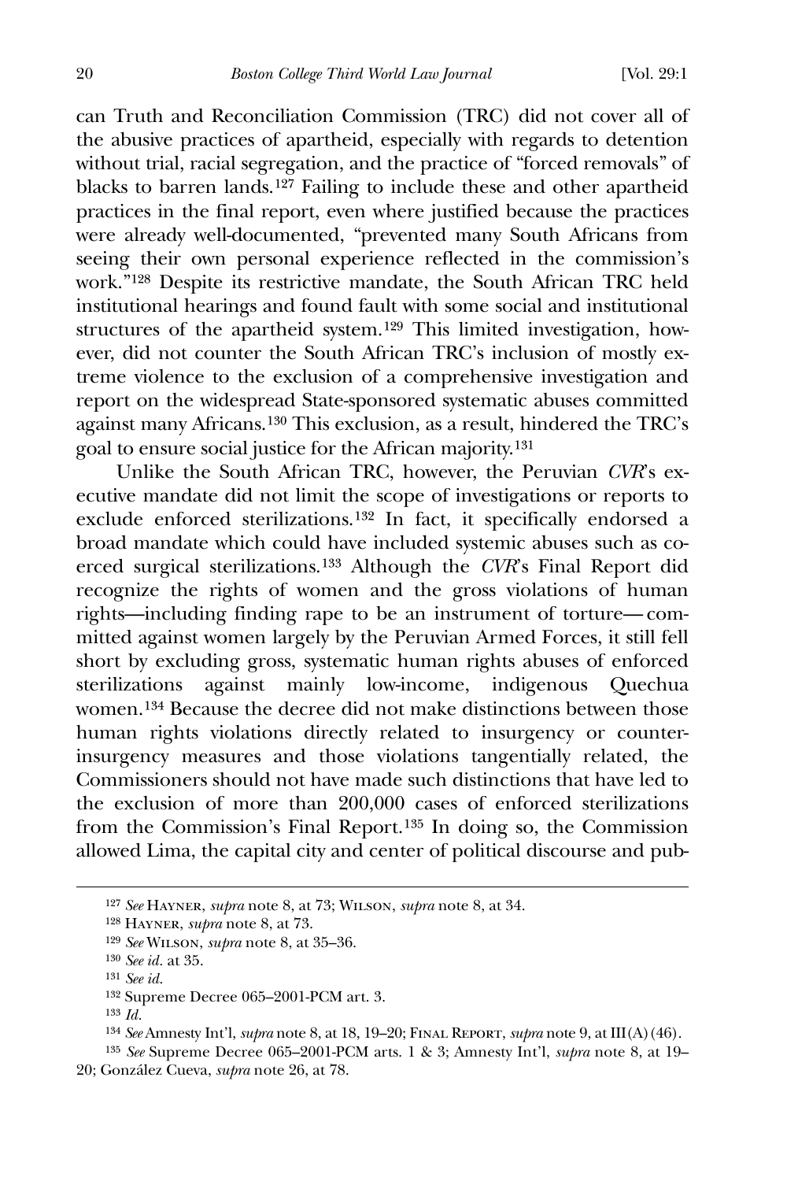can Truth and Reconciliation Commission (TRC) did not cover all of the abusive practices of apartheid, especially with regards to detention without trial, racial segregation, and the practice of "forced removals" of blacks to barren lands.[127] Failing to include these and other apartheid practices in the final report, even where justified because the practices were already well-documented, "prevented many South Africans from seeing their own personal experience reflected in the commission's work."[128] Despite its restrictive mandate, the South African TRC held institutional hearings and found fault with some social and institutional structures of the apartheid system.[129] This limited investigation, however, did not counter the South African TRC's inclusion of mostly extreme violence to the exclusion of a comprehensive investigation and report on the widespread State-sponsored systematic abuses committed against many Africans.[130] This exclusion, as a result, hindered the TRC's goal to ensure social justice for the African majority.[131]

Unlike the South African TRC, however, the Peruvian *CVR*'s executive mandate did not limit the scope of investigations or reports to exclude enforced sterilizations.[132] In fact, it specifically endorsed a broad mandate which could have included systemic abuses such as coerced surgical sterilizations.[133] Although the *CVR*'s Final Report did recognize the rights of women and the gross violations of human rights—including finding rape to be an instrument of torture—committed against women largely by the Peruvian Armed Forces, it still fell short by excluding gross, systematic human rights abuses of enforced sterilizations against mainly low-income, indigenous Quechua women.[134] Because the decree did not make distinctions between those human rights violations directly related to insurgency or counter-insurgency measures and those violations tangentially related, the Commissioners should not have made such distinctions that have led to the exclusion of more than 200,000 cases of enforced sterilizations from the Commission's Final Report.[135] In doing so, the Commission allowed Lima, the capital city and center of political discourse and pub-

---

[127] *See* Hayner, *supra* note 8, at 73; Wilson, *supra* note 8, at 34.

[128] Hayner, *supra* note 8, at 73.

[129] *See* Wilson, *supra* note 8, at 35–36.

[130] *See id.* at 35.

[131] *See id.*

[132] Supreme Decree 065–2001-PCM art. 3.

[133] *Id.*

[134] *See* Amnesty Int'l, *supra* note 8, at 18, 19–20; Final Report, *supra* note 9, at III(A)(46).

[135] *See* Supreme Decree 065–2001-PCM arts. 1 & 3; Amnesty Int'l, *supra* note 8, at 19–20; González Cueva, *supra* note 26, at 78.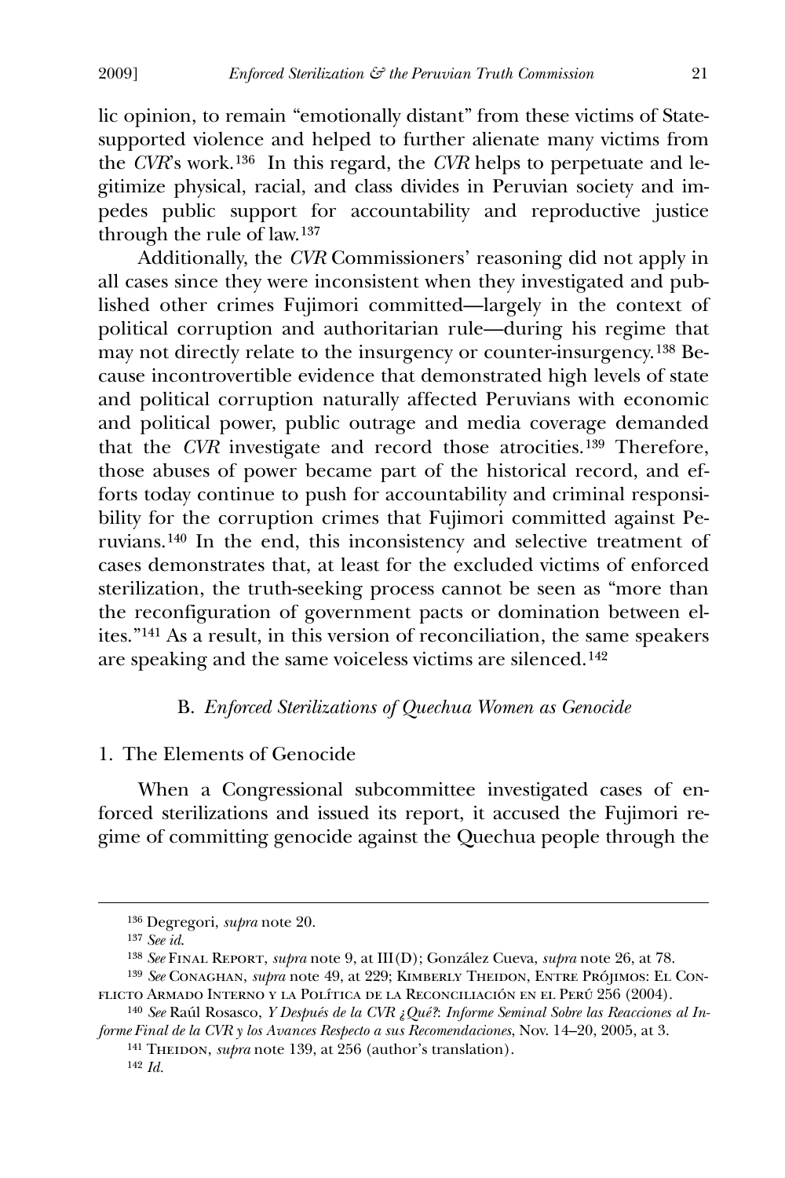lic opinion, to remain "emotionally distant" from these victims of State-supported violence and helped to further alienate many victims from the *CVR*'s work.[136] In this regard, the *CVR* helps to perpetuate and legitimize physical, racial, and class divides in Peruvian society and impedes public support for accountability and reproductive justice through the rule of law.[137]

Additionally, the *CVR* Commissioners' reasoning did not apply in all cases since they were inconsistent when they investigated and published other crimes Fujimori committed—largely in the context of political corruption and authoritarian rule—during his regime that may not directly relate to the insurgency or counter-insurgency.[138] Because incontrovertible evidence that demonstrated high levels of state and political corruption naturally affected Peruvians with economic and political power, public outrage and media coverage demanded that the *CVR* investigate and record those atrocities.[139] Therefore, those abuses of power became part of the historical record, and efforts today continue to push for accountability and criminal responsibility for the corruption crimes that Fujimori committed against Peruvians.[140] In the end, this inconsistency and selective treatment of cases demonstrates that, at least for the excluded victims of enforced sterilization, the truth-seeking process cannot be seen as "more than the reconfiguration of government pacts or domination between elites."[141] As a result, in this version of reconciliation, the same speakers are speaking and the same voiceless victims are silenced.[142]

### B. *Enforced Sterilizations of Quechua Women as Genocide*

#### 1. The Elements of Genocide

When a Congressional subcommittee investigated cases of enforced sterilizations and issued its report, it accused the Fujimori regime of committing genocide against the Quechua people through the

---

[136] Degregori, *supra* note 20.

[137] *See id.*

[138] *See* FINAL REPORT, *supra* note 9, at III(D); González Cueva, *supra* note 26, at 78.

[139] *See* CONAGHAN, *supra* note 49, at 229; KIMBERLY THEIDON, ENTRE PRÓJIMOS: EL CONFLICTO ARMADO INTERNO Y LA POLÍTICA DE LA RECONCILIACIÓN EN EL PERÚ 256 (2004).

[140] *See* Raúl Rosasco, *Y Después de la CVR ¿Qué?: Informe Seminal Sobre las Reacciones al Informe Final de la CVR y los Avances Respecto a sus Recomendaciones*, Nov. 14–20, 2005, at 3.

[141] THEIDON, *supra* note 139, at 256 (author's translation).

[142] *Id.*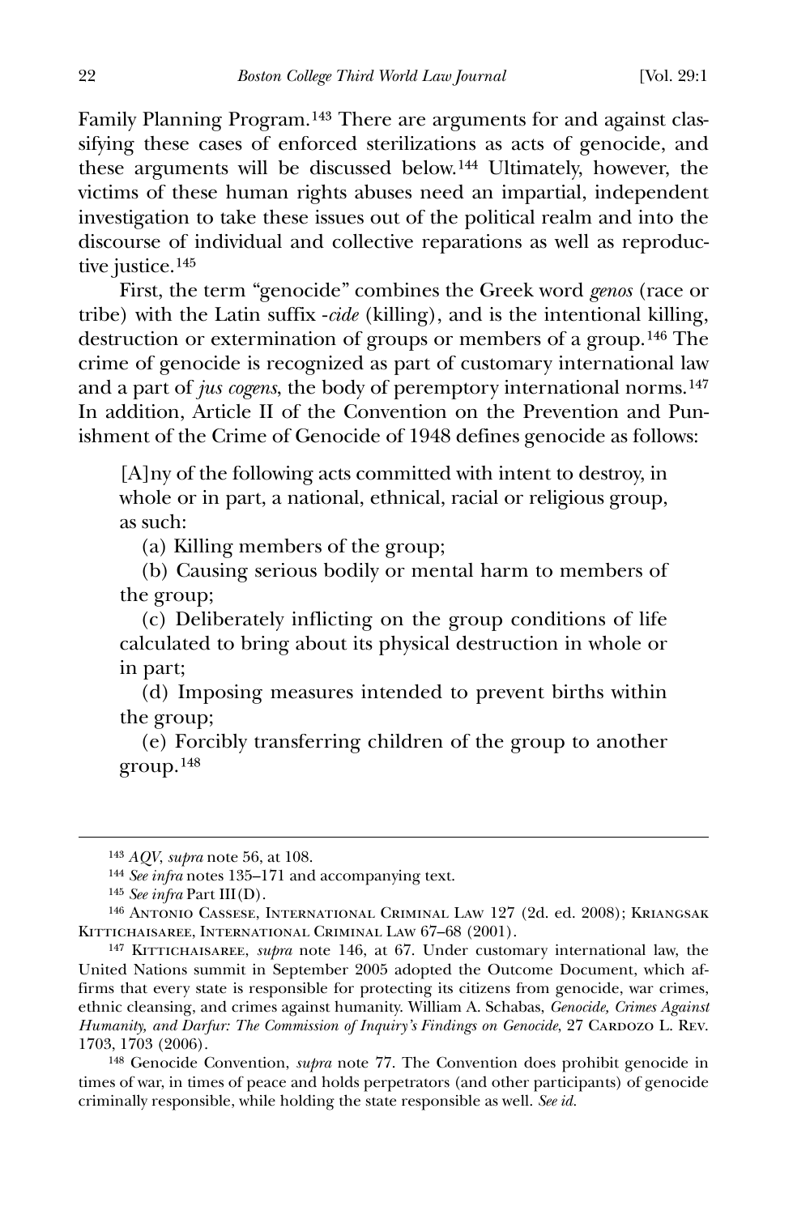Family Planning Program.[143] There are arguments for and against classifying these cases of enforced sterilizations as acts of genocide, and these arguments will be discussed below.[144] Ultimately, however, the victims of these human rights abuses need an impartial, independent investigation to take these issues out of the political realm and into the discourse of individual and collective reparations as well as reproductive justice.[145]

First, the term "genocide" combines the Greek word *genos* (race or tribe) with the Latin suffix -*cide* (killing), and is the intentional killing, destruction or extermination of groups or members of a group.[146] The crime of genocide is recognized as part of customary international law and a part of *jus cogens*, the body of peremptory international norms.[147] In addition, Article II of the Convention on the Prevention and Punishment of the Crime of Genocide of 1948 defines genocide as follows:

> [A]ny of the following acts committed with intent to destroy, in whole or in part, a national, ethnical, racial or religious group, as such:
>
> (a) Killing members of the group;
>
> (b) Causing serious bodily or mental harm to members of the group;
>
> (c) Deliberately inflicting on the group conditions of life calculated to bring about its physical destruction in whole or in part;
>
> (d) Imposing measures intended to prevent births within the group;
>
> (e) Forcibly transferring children of the group to another group.[148]

---

[143] *AQV*, *supra* note 56, at 108.

[144] *See infra* notes 135–171 and accompanying text.

[145] *See infra* Part III(D).

[146] Antonio Cassese, International Criminal Law 127 (2d. ed. 2008); Kriangsak Kittichaisaree, International Criminal Law 67–68 (2001).

[147] Kittichaisaree, *supra* note 146, at 67. Under customary international law, the United Nations summit in September 2005 adopted the Outcome Document, which affirms that every state is responsible for protecting its citizens from genocide, war crimes, ethnic cleansing, and crimes against humanity. William A. Schabas, *Genocide, Crimes Against Humanity, and Darfur: The Commission of Inquiry's Findings on Genocide*, 27 Cardozo L. Rev. 1703, 1703 (2006).

[148] Genocide Convention, *supra* note 77. The Convention does prohibit genocide in times of war, in times of peace and holds perpetrators (and other participants) of genocide criminally responsible, while holding the state responsible as well. *See id.*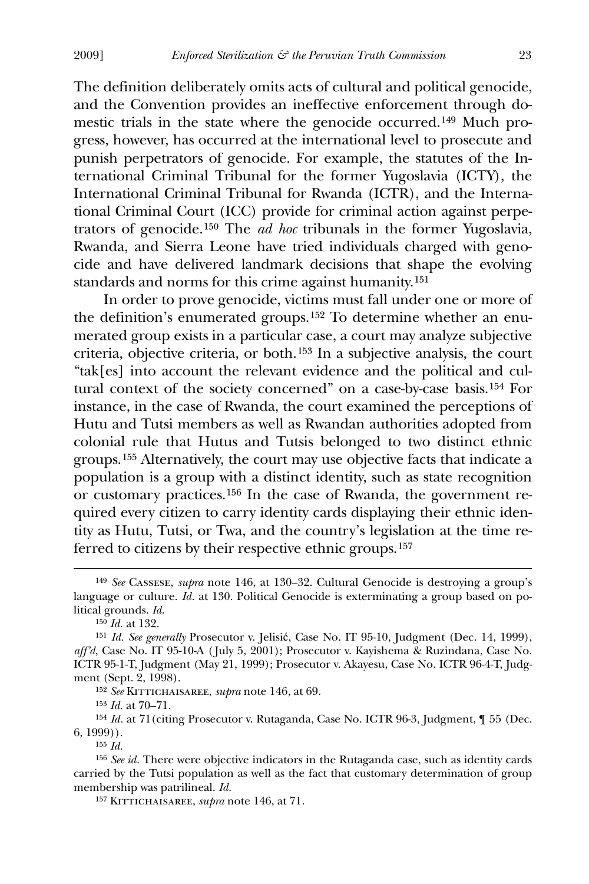The definition deliberately omits acts of cultural and political genocide, and the Convention provides an ineffective enforcement through domestic trials in the state where the genocide occurred.[149] Much progress, however, has occurred at the international level to prosecute and punish perpetrators of genocide. For example, the statutes of the International Criminal Tribunal for the former Yugoslavia (ICTY), the International Criminal Tribunal for Rwanda (ICTR), and the International Criminal Court (ICC) provide for criminal action against perpetrators of genocide.[150] The *ad hoc* tribunals in the former Yugoslavia, Rwanda, and Sierra Leone have tried individuals charged with genocide and have delivered landmark decisions that shape the evolving standards and norms for this crime against humanity.[151]

In order to prove genocide, victims must fall under one or more of the definition's enumerated groups.[152] To determine whether an enumerated group exists in a particular case, a court may analyze subjective criteria, objective criteria, or both.[153] In a subjective analysis, the court "tak[es] into account the relevant evidence and the political and cultural context of the society concerned" on a case-by-case basis.[154] For instance, in the case of Rwanda, the court examined the perceptions of Hutu and Tutsi members as well as Rwandan authorities adopted from colonial rule that Hutus and Tutsis belonged to two distinct ethnic groups.[155] Alternatively, the court may use objective facts that indicate a population is a group with a distinct identity, such as state recognition or customary practices.[156] In the case of Rwanda, the government required every citizen to carry identity cards displaying their ethnic identity as Hutu, Tutsi, or Twa, and the country's legislation at the time referred to citizens by their respective ethnic groups.[157]

---

[149] *See* Cassese, *supra* note 146, at 130–32. Cultural Genocide is destroying a group's language or culture. *Id.* at 130. Political Genocide is exterminating a group based on political grounds. *Id.*

[150] *Id.* at 132.

[151] *Id. See generally* Prosecutor v. Jelisić, Case No. IT 95-10, Judgment (Dec. 14, 1999), *aff'd*, Case No. IT 95-10-A (July 5, 2001); Prosecutor v. Kayishema & Ruzindana, Case No. ICTR 95-1-T, Judgment (May 21, 1999); Prosecutor v. Akayesu, Case No. ICTR 96-4-T, Judgment (Sept. 2, 1998).

[152] *See* Kittichaisaree, *supra* note 146, at 69.

[153] *Id.* at 70–71.

[154] *Id.* at 71(citing Prosecutor v. Rutaganda, Case No. ICTR 96-3, Judgment, ¶ 55 (Dec. 6, 1999)).

[155] *Id.*

[156] *See id.* There were objective indicators in the Rutaganda case, such as identity cards carried by the Tutsi population as well as the fact that customary determination of group membership was patrilineal. *Id.*

[157] Kittichaisaree, *supra* note 146, at 71.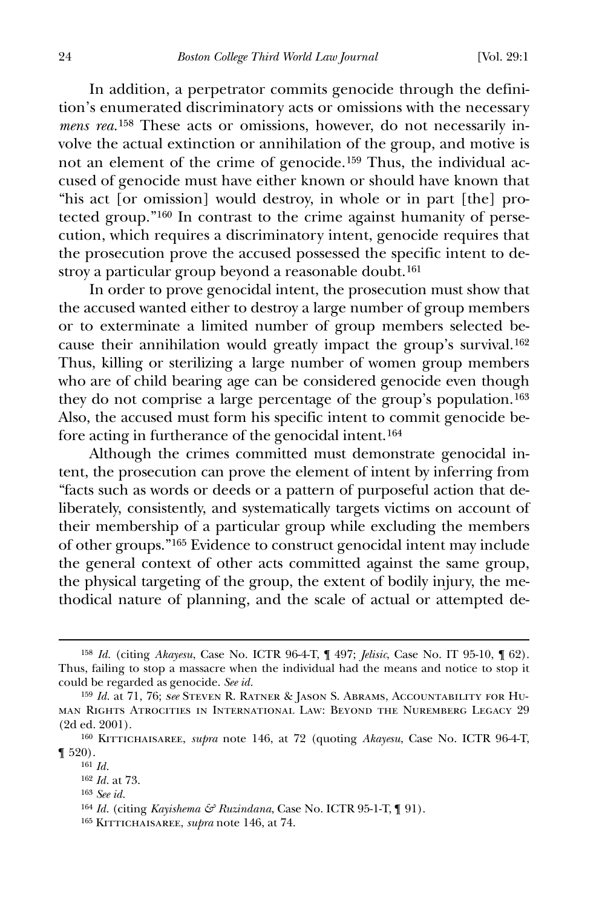In addition, a perpetrator commits genocide through the definition's enumerated discriminatory acts or omissions with the necessary *mens rea*.[158] These acts or omissions, however, do not necessarily involve the actual extinction or annihilation of the group, and motive is not an element of the crime of genocide.[159] Thus, the individual accused of genocide must have either known or should have known that "his act [or omission] would destroy, in whole or in part [the] protected group."[160] In contrast to the crime against humanity of persecution, which requires a discriminatory intent, genocide requires that the prosecution prove the accused possessed the specific intent to destroy a particular group beyond a reasonable doubt.[161]

In order to prove genocidal intent, the prosecution must show that the accused wanted either to destroy a large number of group members or to exterminate a limited number of group members selected because their annihilation would greatly impact the group's survival.[162] Thus, killing or sterilizing a large number of women group members who are of child bearing age can be considered genocide even though they do not comprise a large percentage of the group's population.[163] Also, the accused must form his specific intent to commit genocide before acting in furtherance of the genocidal intent.[164]

Although the crimes committed must demonstrate genocidal intent, the prosecution can prove the element of intent by inferring from "facts such as words or deeds or a pattern of purposeful action that deliberately, consistently, and systematically targets victims on account of their membership of a particular group while excluding the members of other groups."[165] Evidence to construct genocidal intent may include the general context of other acts committed against the same group, the physical targeting of the group, the extent of bodily injury, the methodical nature of planning, and the scale of actual or attempted de-

---

[158] *Id.* (citing *Akayesu*, Case No. ICTR 96-4-T, ¶ 497; *Jelisic*, Case No. IT 95-10, ¶ 62). Thus, failing to stop a massacre when the individual had the means and notice to stop it could be regarded as genocide. *See id.*

[159] *Id.* at 71, 76; *see* Steven R. Ratner & Jason S. Abrams, Accountability for Human Rights Atrocities in International Law: Beyond the Nuremberg Legacy 29 (2d ed. 2001).

[160] Kittichaisaree, *supra* note 146, at 72 (quoting *Akayesu*, Case No. ICTR 96-4-T, ¶ 520).

[161] *Id.*

[162] *Id.* at 73.

[163] *See id.*

[164] *Id.* (citing *Kayishema & Ruzindana*, Case No. ICTR 95-1-T, ¶ 91).

[165] Kittichaisaree, *supra* note 146, at 74.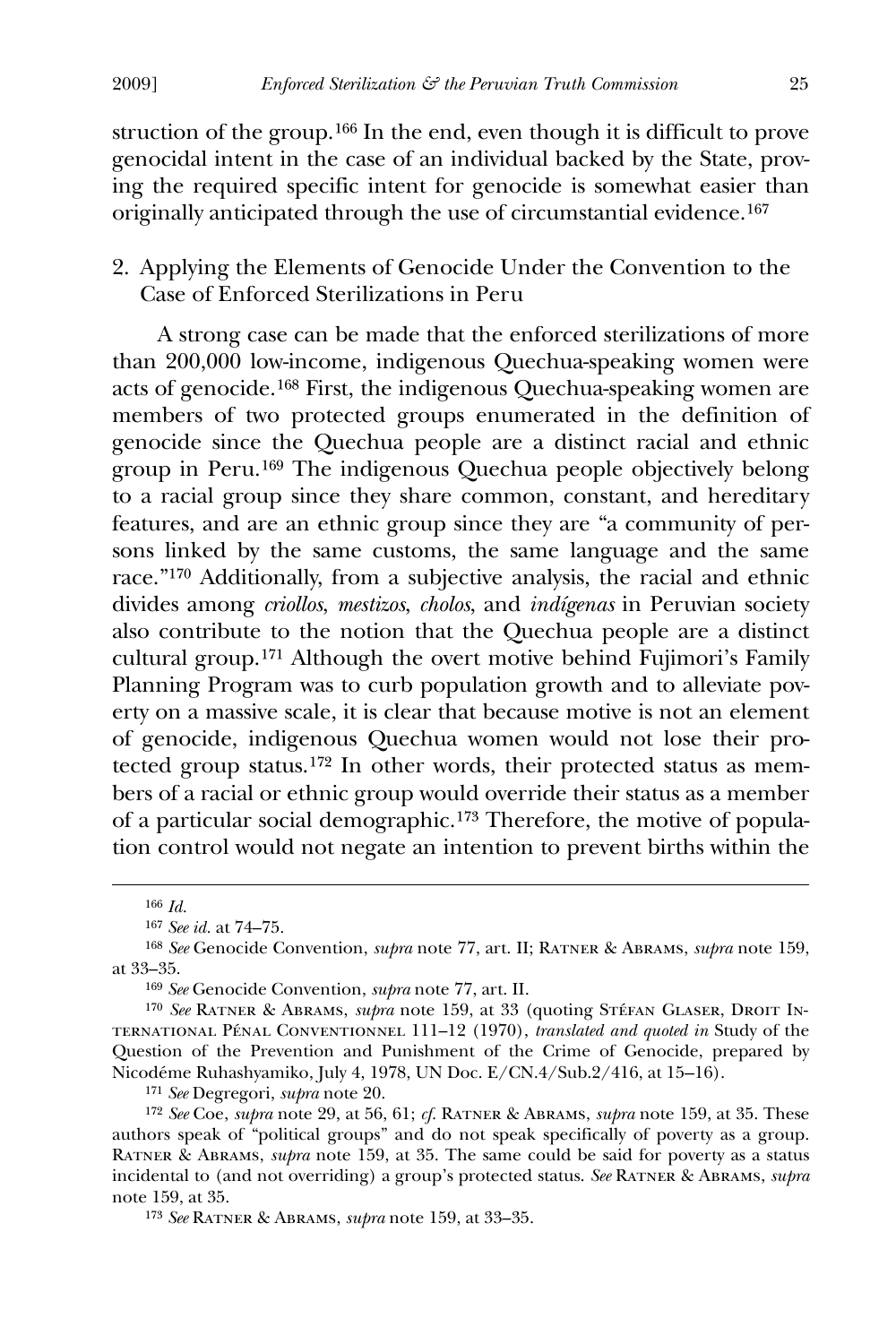struction of the group.[166] In the end, even though it is difficult to prove genocidal intent in the case of an individual backed by the State, proving the required specific intent for genocide is somewhat easier than originally anticipated through the use of circumstantial evidence.[167]

### 2. Applying the Elements of Genocide Under the Convention to the Case of Enforced Sterilizations in Peru

A strong case can be made that the enforced sterilizations of more than 200,000 low-income, indigenous Quechua-speaking women were acts of genocide.[168] First, the indigenous Quechua-speaking women are members of two protected groups enumerated in the definition of genocide since the Quechua people are a distinct racial and ethnic group in Peru.[169] The indigenous Quechua people objectively belong to a racial group since they share common, constant, and hereditary features, and are an ethnic group since they are "a community of persons linked by the same customs, the same language and the same race."[170] Additionally, from a subjective analysis, the racial and ethnic divides among *criollos*, *mestizos*, *cholos*, and *indígenas* in Peruvian society also contribute to the notion that the Quechua people are a distinct cultural group.[171] Although the overt motive behind Fujimori's Family Planning Program was to curb population growth and to alleviate poverty on a massive scale, it is clear that because motive is not an element of genocide, indigenous Quechua women would not lose their protected group status.[172] In other words, their protected status as members of a racial or ethnic group would override their status as a member of a particular social demographic.[173] Therefore, the motive of population control would not negate an intention to prevent births within the

---

[166] *Id.*

[167] *See id.* at 74–75.

[168] *See* Genocide Convention, *supra* note 77, art. II; Ratner & Abrams, *supra* note 159, at 33–35.

[169] *See* Genocide Convention, *supra* note 77, art. II.

[170] *See* Ratner & Abrams, *supra* note 159, at 33 (quoting Stéfan Glaser, Droit International Pénal Conventionnel 111–12 (1970), *translated and quoted in* Study of the Question of the Prevention and Punishment of the Crime of Genocide, prepared by Nicodéme Ruhashyamiko, July 4, 1978, UN Doc. E/CN.4/Sub.2/416, at 15–16).

[171] *See* Degregori, *supra* note 20.

[172] *See* Coe, *supra* note 29, at 56, 61; *cf.* Ratner & Abrams, *supra* note 159, at 35. These authors speak of "political groups" and do not speak specifically of poverty as a group. Ratner & Abrams, *supra* note 159, at 35. The same could be said for poverty as a status incidental to (and not overriding) a group's protected status. *See* Ratner & Abrams, *supra* note 159, at 35.

[173] *See* Ratner & Abrams, *supra* note 159, at 33–35.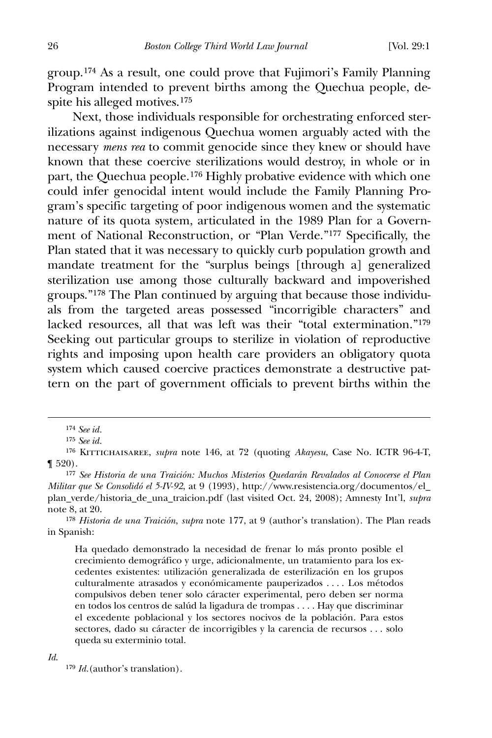group.[174] As a result, one could prove that Fujimori's Family Planning Program intended to prevent births among the Quechua people, despite his alleged motives.[175]

Next, those individuals responsible for orchestrating enforced sterilizations against indigenous Quechua women arguably acted with the necessary *mens rea* to commit genocide since they knew or should have known that these coercive sterilizations would destroy, in whole or in part, the Quechua people.[176] Highly probative evidence with which one could infer genocidal intent would include the Family Planning Program's specific targeting of poor indigenous women and the systematic nature of its quota system, articulated in the 1989 Plan for a Government of National Reconstruction, or "Plan Verde."[177] Specifically, the Plan stated that it was necessary to quickly curb population growth and mandate treatment for the "surplus beings [through a] generalized sterilization use among those culturally backward and impoverished groups."[178] The Plan continued by arguing that because those individuals from the targeted areas possessed "incorrigible characters" and lacked resources, all that was left was their "total extermination."[179] Seeking out particular groups to sterilize in violation of reproductive rights and imposing upon health care providers an obligatory quota system which caused coercive practices demonstrate a destructive pattern on the part of government officials to prevent births within the

---

[174] *See id.*

[175] *See id.*

[176] Kittichaisaree, *supra* note 146, at 72 (quoting *Akayesu*, Case No. ICTR 96-4-T, ¶ 520).

[177] *See Historia de una Traición: Muchos Misterios Quedarán Revalados al Conocerse el Plan Militar que Se Consolidó el 5-IV-92*, at 9 (1993), http://www.resistencia.org/documentos/el_plan_verde/historia_de_una_traicion.pdf (last visited Oct. 24, 2008); Amnesty Int'l, *supra* note 8, at 20.

[178] *Historia de una Traición*, *supra* note 177, at 9 (author's translation). The Plan reads in Spanish:

> Ha quedado demonstrado la necesidad de frenar lo más pronto posible el crecimiento demográfico y urge, adicionalmente, un tratamiento para los excedentes existentes: utilización generalizada de esterilización en los grupos culturalmente atrasados y económicamente pauperizados . . . . Los métodos compulsivos deben tener solo cáracter experimental, pero deben ser norma en todos los centros de salúd la ligadura de trompas . . . . Hay que discriminar el excedente poblacional y los sectores nocivos de la población. Para estos sectores, dado su cáracter de incorrigibles y la carencia de recursos . . . solo queda su exterminio total.

*Id.*

[179] *Id.* (author's translation).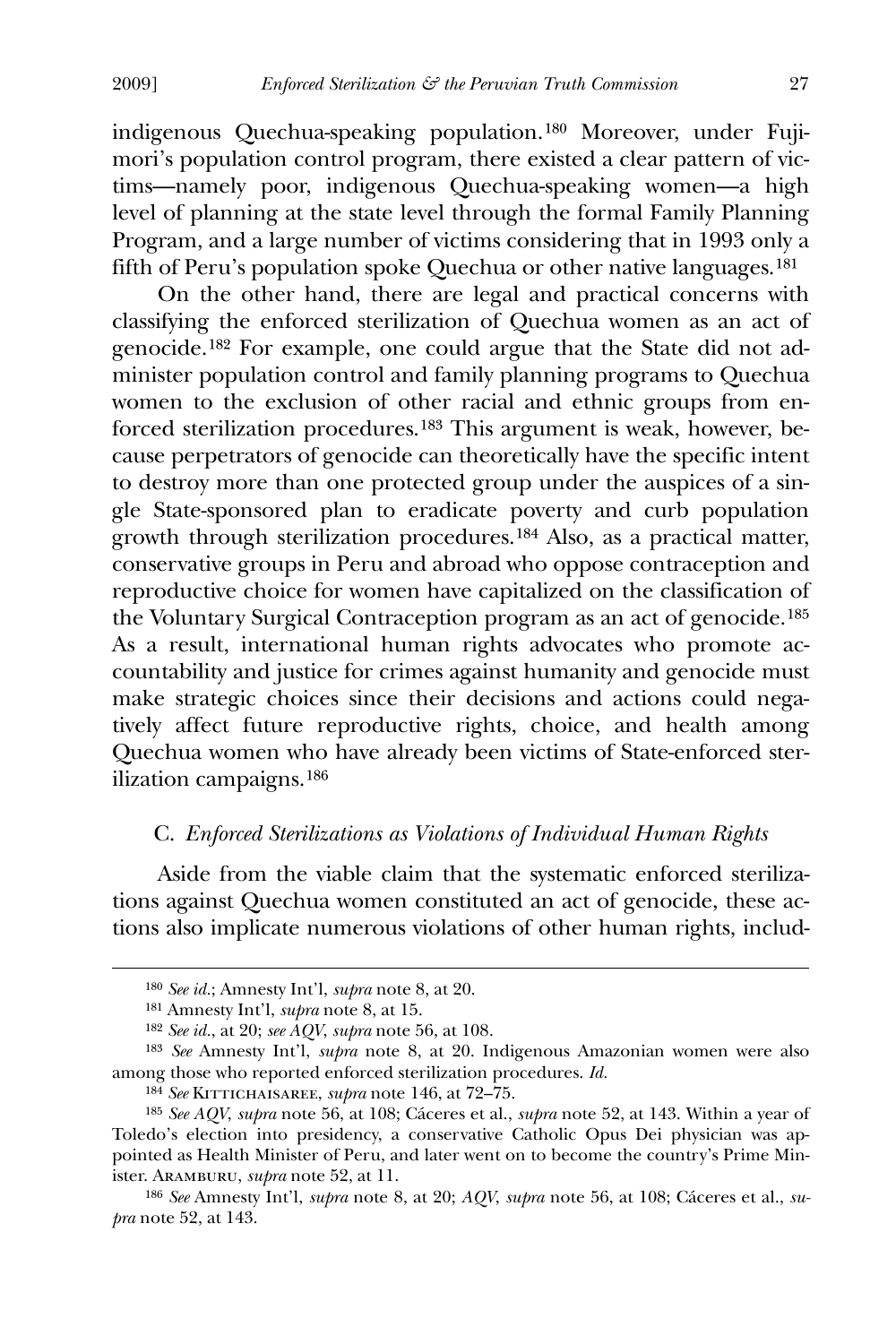indigenous Quechua-speaking population.[180] Moreover, under Fujimori's population control program, there existed a clear pattern of victims—namely poor, indigenous Quechua-speaking women—a high level of planning at the state level through the formal Family Planning Program, and a large number of victims considering that in 1993 only a fifth of Peru's population spoke Quechua or other native languages.[181]

On the other hand, there are legal and practical concerns with classifying the enforced sterilization of Quechua women as an act of genocide.[182] For example, one could argue that the State did not administer population control and family planning programs to Quechua women to the exclusion of other racial and ethnic groups from enforced sterilization procedures.[183] This argument is weak, however, because perpetrators of genocide can theoretically have the specific intent to destroy more than one protected group under the auspices of a single State-sponsored plan to eradicate poverty and curb population growth through sterilization procedures.[184] Also, as a practical matter, conservative groups in Peru and abroad who oppose contraception and reproductive choice for women have capitalized on the classification of the Voluntary Surgical Contraception program as an act of genocide.[185] As a result, international human rights advocates who promote accountability and justice for crimes against humanity and genocide must make strategic choices since their decisions and actions could negatively affect future reproductive rights, choice, and health among Quechua women who have already been victims of State-enforced sterilization campaigns.[186]

### C. *Enforced Sterilizations as Violations of Individual Human Rights*

Aside from the viable claim that the systematic enforced sterilizations against Quechua women constituted an act of genocide, these actions also implicate numerous violations of other human rights, includ-

---

[180] *See id.*; Amnesty Int'l, *supra* note 8, at 20.

[181] Amnesty Int'l, *supra* note 8, at 15.

[182] *See id.*, at 20; *see AQV*, *supra* note 56, at 108.

[183] *See* Amnesty Int'l, *supra* note 8, at 20. Indigenous Amazonian women were also among those who reported enforced sterilization procedures. *Id.*

[184] *See* Kittichaisaree, *supra* note 146, at 72–75.

[185] *See AQV*, *supra* note 56, at 108; Cáceres et al., *supra* note 52, at 143. Within a year of Toledo's election into presidency, a conservative Catholic Opus Dei physician was appointed as Health Minister of Peru, and later went on to become the country's Prime Minister. Aramburu, *supra* note 52, at 11.

[186] *See* Amnesty Int'l, *supra* note 8, at 20; *AQV*, *supra* note 56, at 108; Cáceres et al., *supra* note 52, at 143.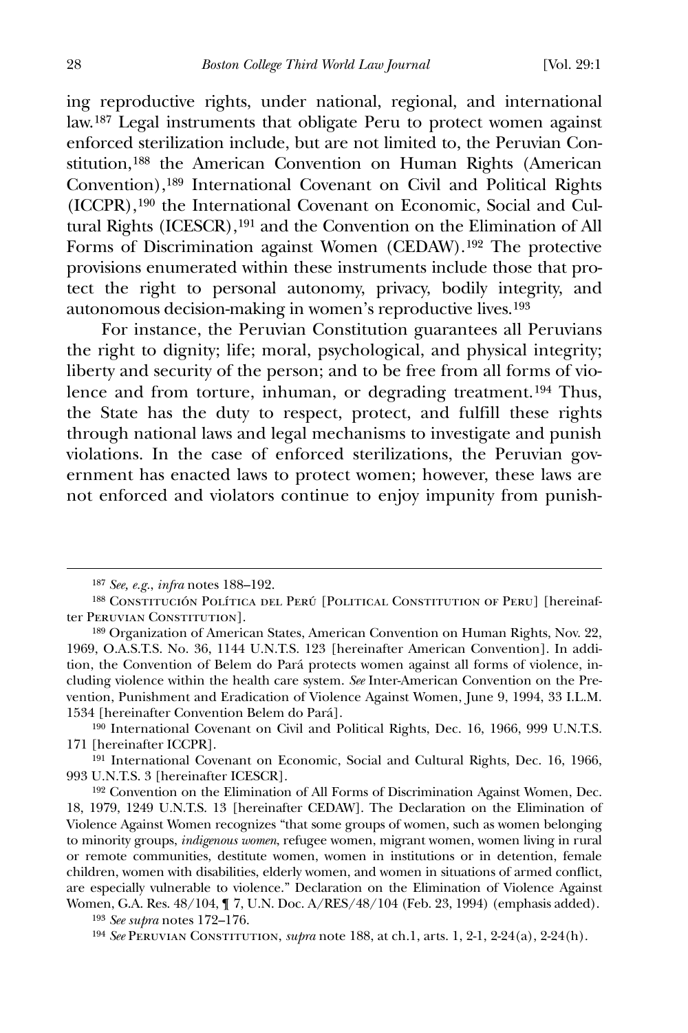ing reproductive rights, under national, regional, and international law.[187] Legal instruments that obligate Peru to protect women against enforced sterilization include, but are not limited to, the Peruvian Constitution,[188] the American Convention on Human Rights (American Convention),[189] International Covenant on Civil and Political Rights (ICCPR),[190] the International Covenant on Economic, Social and Cultural Rights (ICESCR),[191] and the Convention on the Elimination of All Forms of Discrimination against Women (CEDAW).[192] The protective provisions enumerated within these instruments include those that protect the right to personal autonomy, privacy, bodily integrity, and autonomous decision-making in women's reproductive lives.[193]

For instance, the Peruvian Constitution guarantees all Peruvians the right to dignity; life; moral, psychological, and physical integrity; liberty and security of the person; and to be free from all forms of violence and from torture, inhuman, or degrading treatment.[194] Thus, the State has the duty to respect, protect, and fulfill these rights through national laws and legal mechanisms to investigate and punish violations. In the case of enforced sterilizations, the Peruvian government has enacted laws to protect women; however, these laws are not enforced and violators continue to enjoy impunity from punish-

---

[187] *See, e.g.*, *infra* notes 188–192.

[188] Constitución Política del Perú [Political Constitution of Peru] [hereinafter Peruvian Constitution].

[189] Organization of American States, American Convention on Human Rights, Nov. 22, 1969, O.A.S.T.S. No. 36, 1144 U.N.T.S. 123 [hereinafter American Convention]. In addition, the Convention of Belem do Pará protects women against all forms of violence, including violence within the health care system. *See* Inter-American Convention on the Prevention, Punishment and Eradication of Violence Against Women, June 9, 1994, 33 I.L.M. 1534 [hereinafter Convention Belem do Pará].

[190] International Covenant on Civil and Political Rights, Dec. 16, 1966, 999 U.N.T.S. 171 [hereinafter ICCPR].

[191] International Covenant on Economic, Social and Cultural Rights, Dec. 16, 1966, 993 U.N.T.S. 3 [hereinafter ICESCR].

[192] Convention on the Elimination of All Forms of Discrimination Against Women, Dec. 18, 1979, 1249 U.N.T.S. 13 [hereinafter CEDAW]. The Declaration on the Elimination of Violence Against Women recognizes "that some groups of women, such as women belonging to minority groups, *indigenous women*, refugee women, migrant women, women living in rural or remote communities, destitute women, women in institutions or in detention, female children, women with disabilities, elderly women, and women in situations of armed conflict, are especially vulnerable to violence." Declaration on the Elimination of Violence Against Women, G.A. Res. 48/104, ¶ 7, U.N. Doc. A/RES/48/104 (Feb. 23, 1994) (emphasis added).

[193] *See supra* notes 172–176.

[194] *See* Peruvian Constitution, *supra* note 188, at ch.1, arts. 1, 2-1, 2-24(a), 2-24(h).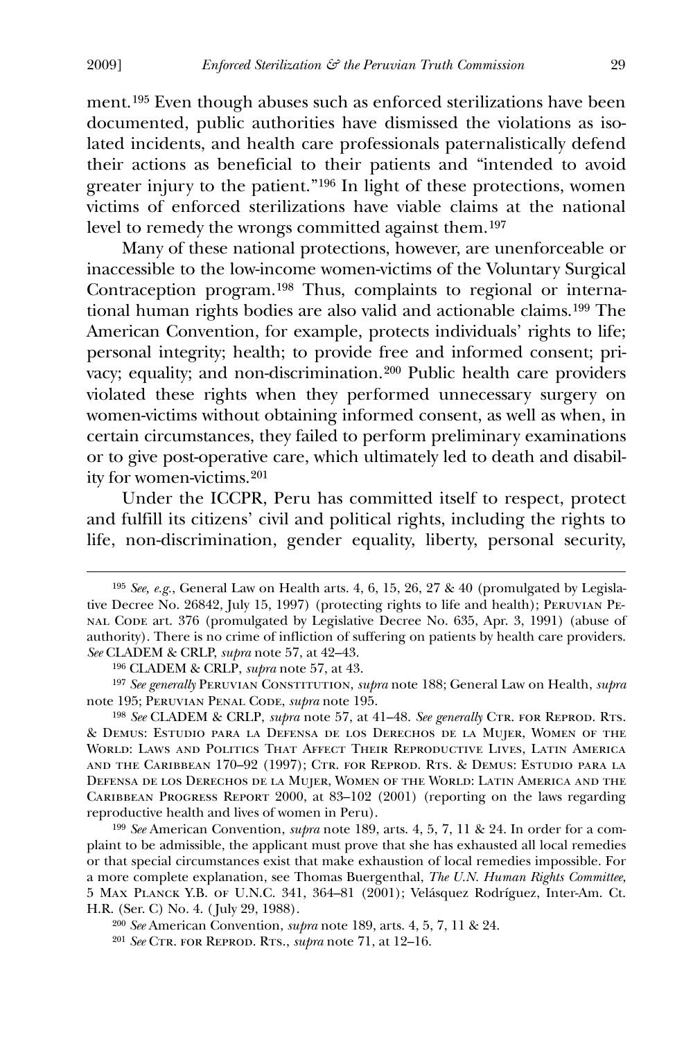ment.[195] Even though abuses such as enforced sterilizations have been documented, public authorities have dismissed the violations as isolated incidents, and health care professionals paternalistically defend their actions as beneficial to their patients and "intended to avoid greater injury to the patient."[196] In light of these protections, women victims of enforced sterilizations have viable claims at the national level to remedy the wrongs committed against them.[197]

Many of these national protections, however, are unenforceable or inaccessible to the low-income women-victims of the Voluntary Surgical Contraception program.[198] Thus, complaints to regional or international human rights bodies are also valid and actionable claims.[199] The American Convention, for example, protects individuals' rights to life; personal integrity; health; to provide free and informed consent; privacy; equality; and non-discrimination.[200] Public health care providers violated these rights when they performed unnecessary surgery on women-victims without obtaining informed consent, as well as when, in certain circumstances, they failed to perform preliminary examinations or to give post-operative care, which ultimately led to death and disability for women-victims.[201]

Under the ICCPR, Peru has committed itself to respect, protect and fulfill its citizens' civil and political rights, including the rights to life, non-discrimination, gender equality, liberty, personal security,

---

[195] *See, e.g.*, General Law on Health arts. 4, 6, 15, 26, 27 & 40 (promulgated by Legislative Decree No. 26842, July 15, 1997) (protecting rights to life and health); Peruvian Penal Code art. 376 (promulgated by Legislative Decree No. 635, Apr. 3, 1991) (abuse of authority). There is no crime of infliction of suffering on patients by health care providers. *See* CLADEM & CRLP, *supra* note 57, at 42–43.

[196] CLADEM & CRLP, *supra* note 57, at 43.

[197] *See generally* Peruvian Constitution, *supra* note 188; General Law on Health, *supra* note 195; Peruvian Penal Code, *supra* note 195.

[198] *See* CLADEM & CRLP, *supra* note 57, at 41–48. *See generally* Ctr. for Reprod. Rts. & Demus: Estudio para la Defensa de los Derechos de la Mujer, Women of the World: Laws and Politics That Affect Their Reproductive Lives, Latin America and the Caribbean 170–92 (1997); Ctr. for Reprod. Rts. & Demus: Estudio para la Defensa de los Derechos de la Mujer, Women of the World: Latin America and the Caribbean Progress Report 2000, at 83–102 (2001) (reporting on the laws regarding reproductive health and lives of women in Peru).

[199] *See* American Convention, *supra* note 189, arts. 4, 5, 7, 11 & 24. In order for a complaint to be admissible, the applicant must prove that she has exhausted all local remedies or that special circumstances exist that make exhaustion of local remedies impossible. For a more complete explanation, see Thomas Buergenthal, *The U.N. Human Rights Committee*, 5 Max Planck Y.B. of U.N.C. 341, 364–81 (2001); Velásquez Rodríguez, Inter-Am. Ct. H.R. (Ser. C) No. 4. (July 29, 1988).

[200] *See* American Convention, *supra* note 189, arts. 4, 5, 7, 11 & 24.

[201] *See* Ctr. for Reprod. Rts., *supra* note 71, at 12–16.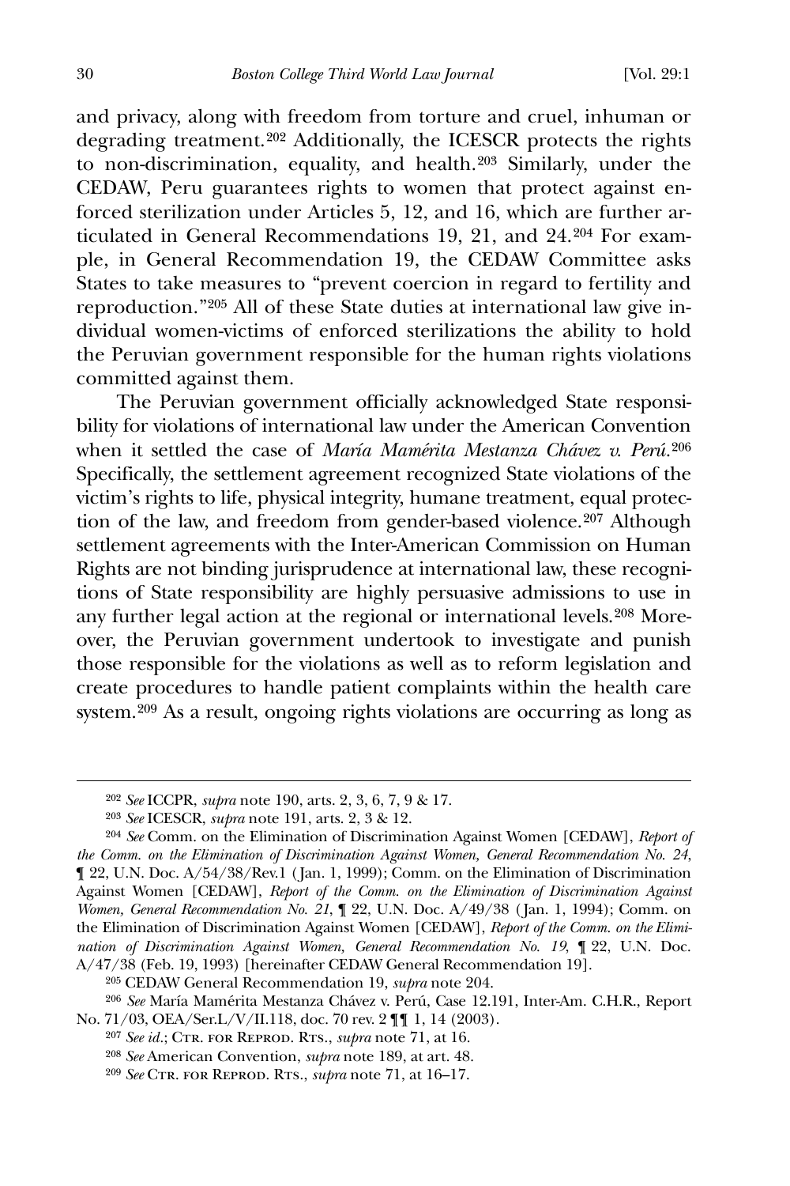and privacy, along with freedom from torture and cruel, inhuman or degrading treatment.[202] Additionally, the ICESCR protects the rights to non-discrimination, equality, and health.[203] Similarly, under the CEDAW, Peru guarantees rights to women that protect against enforced sterilization under Articles 5, 12, and 16, which are further articulated in General Recommendations 19, 21, and 24.[204] For example, in General Recommendation 19, the CEDAW Committee asks States to take measures to "prevent coercion in regard to fertility and reproduction."[205] All of these State duties at international law give individual women-victims of enforced sterilizations the ability to hold the Peruvian government responsible for the human rights violations committed against them.

The Peruvian government officially acknowledged State responsibility for violations of international law under the American Convention when it settled the case of *María Mamérita Mestanza Chávez v. Perú*.[206] Specifically, the settlement agreement recognized State violations of the victim's rights to life, physical integrity, humane treatment, equal protection of the law, and freedom from gender-based violence.[207] Although settlement agreements with the Inter-American Commission on Human Rights are not binding jurisprudence at international law, these recognitions of State responsibility are highly persuasive admissions to use in any further legal action at the regional or international levels.[208] Moreover, the Peruvian government undertook to investigate and punish those responsible for the violations as well as to reform legislation and create procedures to handle patient complaints within the health care system.[209] As a result, ongoing rights violations are occurring as long as

---

[202] *See* ICCPR, *supra* note 190, arts. 2, 3, 6, 7, 9 & 17.

[203] *See* ICESCR, *supra* note 191, arts. 2, 3 & 12.

[204] *See* Comm. on the Elimination of Discrimination Against Women [CEDAW], *Report of the Comm. on the Elimination of Discrimination Against Women, General Recommendation No. 24*, ¶ 22, U.N. Doc. A/54/38/Rev.1 (Jan. 1, 1999); Comm. on the Elimination of Discrimination Against Women [CEDAW], *Report of the Comm. on the Elimination of Discrimination Against Women, General Recommendation No. 21*, ¶ 22, U.N. Doc. A/49/38 (Jan. 1, 1994); Comm. on the Elimination of Discrimination Against Women [CEDAW], *Report of the Comm. on the Elimination of Discrimination Against Women, General Recommendation No. 19*, ¶ 22, U.N. Doc. A/47/38 (Feb. 19, 1993) [hereinafter CEDAW General Recommendation 19].

[205] CEDAW General Recommendation 19, *supra* note 204.

[206] *See* María Mamérita Mestanza Chávez v. Perú, Case 12.191, Inter-Am. C.H.R., Report No. 71/03, OEA/Ser.L/V/II.118, doc. 70 rev. 2 ¶¶ 1, 14 (2003).

[207] *See id.*; Ctr. for Reprod. Rts., *supra* note 71, at 16.

[208] *See* American Convention, *supra* note 189, at art. 48.

[209] *See* Ctr. for Reprod. Rts., *supra* note 71, at 16–17.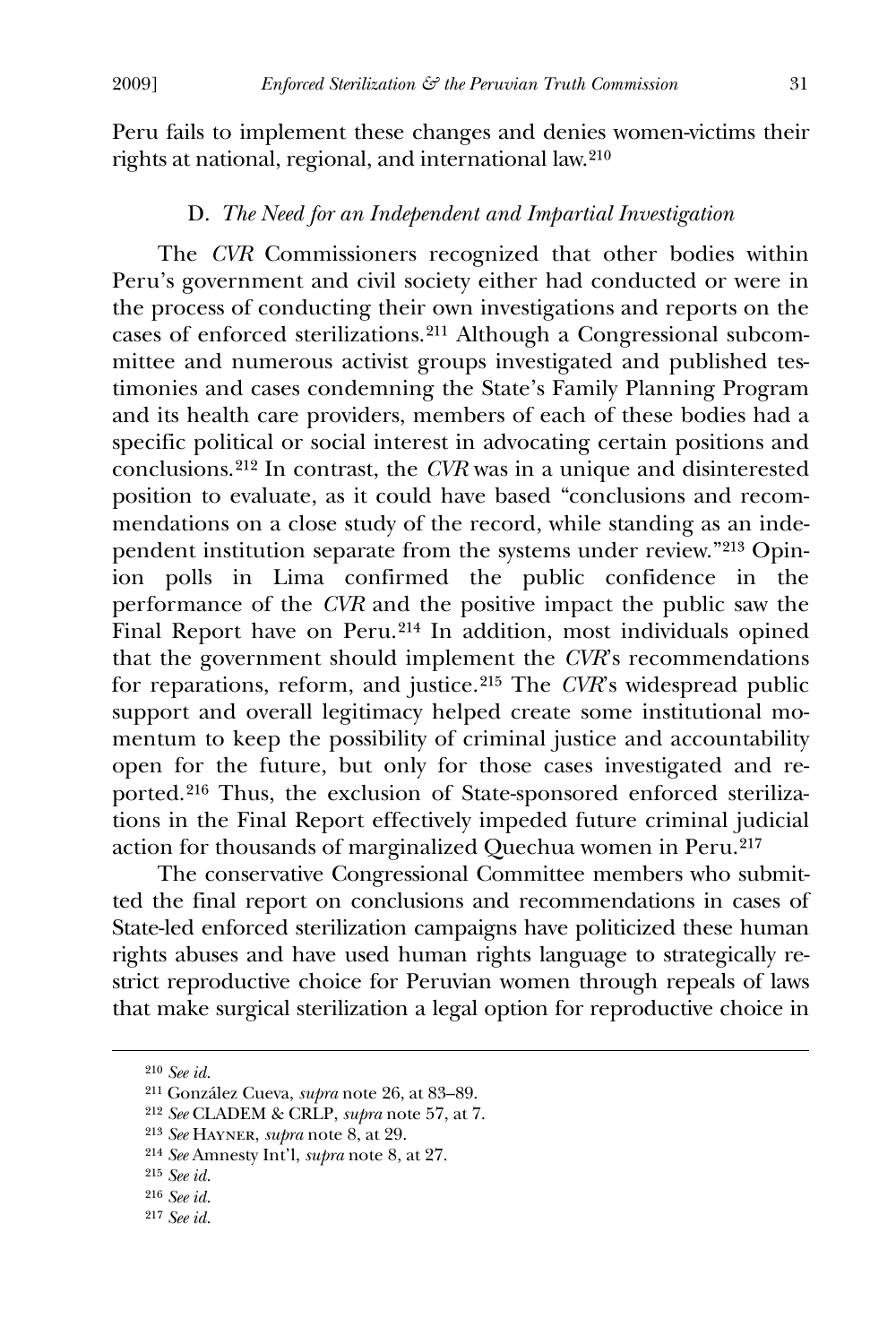Peru fails to implement these changes and denies women-victims their rights at national, regional, and international law.[210]

### D. *The Need for an Independent and Impartial Investigation*

The *CVR* Commissioners recognized that other bodies within Peru's government and civil society either had conducted or were in the process of conducting their own investigations and reports on the cases of enforced sterilizations.[211] Although a Congressional subcommittee and numerous activist groups investigated and published testimonies and cases condemning the State's Family Planning Program and its health care providers, members of each of these bodies had a specific political or social interest in advocating certain positions and conclusions.[212] In contrast, the *CVR* was in a unique and disinterested position to evaluate, as it could have based "conclusions and recommendations on a close study of the record, while standing as an independent institution separate from the systems under review."[213] Opinion polls in Lima confirmed the public confidence in the performance of the *CVR* and the positive impact the public saw the Final Report have on Peru.[214] In addition, most individuals opined that the government should implement the *CVR*'s recommendations for reparations, reform, and justice.[215] The *CVR*'s widespread public support and overall legitimacy helped create some institutional momentum to keep the possibility of criminal justice and accountability open for the future, but only for those cases investigated and reported.[216] Thus, the exclusion of State-sponsored enforced sterilizations in the Final Report effectively impeded future criminal judicial action for thousands of marginalized Quechua women in Peru.[217]

The conservative Congressional Committee members who submitted the final report on conclusions and recommendations in cases of State-led enforced sterilization campaigns have politicized these human rights abuses and have used human rights language to strategically restrict reproductive choice for Peruvian women through repeals of laws that make surgical sterilization a legal option for reproductive choice in

---

[210] *See id.*

[211] González Cueva, *supra* note 26, at 83–89.

[212] *See* CLADEM & CRLP, *supra* note 57, at 7.

[213] *See* Hayner, *supra* note 8, at 29.

[214] *See* Amnesty Int'l, *supra* note 8, at 27.

[215] *See id.*

[216] *See id.*

[217] *See id.*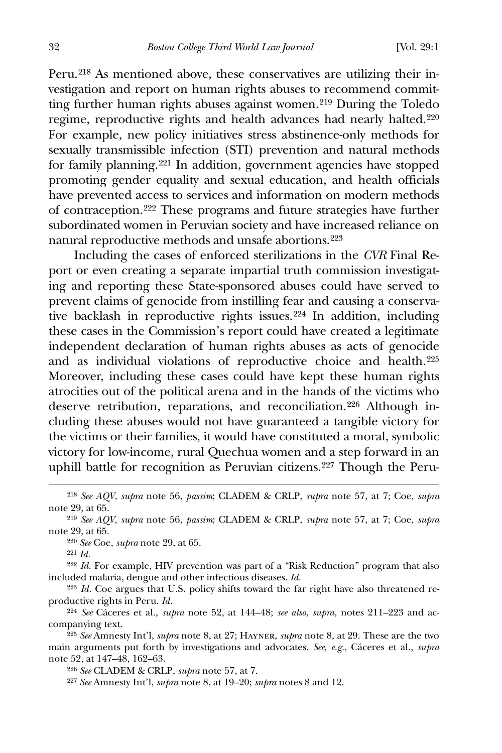Peru.[218] As mentioned above, these conservatives are utilizing their investigation and report on human rights abuses to recommend committing further human rights abuses against women.[219] During the Toledo regime, reproductive rights and health advances had nearly halted.[220] For example, new policy initiatives stress abstinence-only methods for sexually transmissible infection (STI) prevention and natural methods for family planning.[221] In addition, government agencies have stopped promoting gender equality and sexual education, and health officials have prevented access to services and information on modern methods of contraception.[222] These programs and future strategies have further subordinated women in Peruvian society and have increased reliance on natural reproductive methods and unsafe abortions.[223]

Including the cases of enforced sterilizations in the *CVR* Final Report or even creating a separate impartial truth commission investigating and reporting these State-sponsored abuses could have served to prevent claims of genocide from instilling fear and causing a conservative backlash in reproductive rights issues.[224] In addition, including these cases in the Commission's report could have created a legitimate independent declaration of human rights abuses as acts of genocide and as individual violations of reproductive choice and health.[225] Moreover, including these cases could have kept these human rights atrocities out of the political arena and in the hands of the victims who deserve retribution, reparations, and reconciliation.[226] Although including these abuses would not have guaranteed a tangible victory for the victims or their families, it would have constituted a moral, symbolic victory for low-income, rural Quechua women and a step forward in an uphill battle for recognition as Peruvian citizens.[227] Though the Peru-

[218] *See AQV*, *supra* note 56, *passim*; CLADEM & CRLP, *supra* note 57, at 7; Coe, *supra* note 29, at 65.

[219] *See AQV*, *supra* note 56, *passim*; CLADEM & CRLP, *supra* note 57, at 7; Coe, *supra* note 29, at 65.

[220] *See* Coe, *supra* note 29, at 65.

[221] *Id.*

[222] *Id.* For example, HIV prevention was part of a "Risk Reduction" program that also included malaria, dengue and other infectious diseases. *Id.*

[223] *Id.* Coe argues that U.S. policy shifts toward the far right have also threatened reproductive rights in Peru. *Id.*

[224] *See* Cáceres et al., *supra* note 52, at 144–48; *see also*, *supra*, notes 211–223 and accompanying text.

[225] *See* Amnesty Int'l, *supra* note 8, at 27; HAYNER, *supra* note 8, at 29. These are the two main arguments put forth by investigations and advocates. *See, e.g.*, Cáceres et al., *supra* note 52, at 147–48, 162–63.

[226] *See* CLADEM & CRLP, *supra* note 57, at 7.

[227] *See* Amnesty Int'l, *supra* note 8, at 19–20; *supra* notes 8 and 12.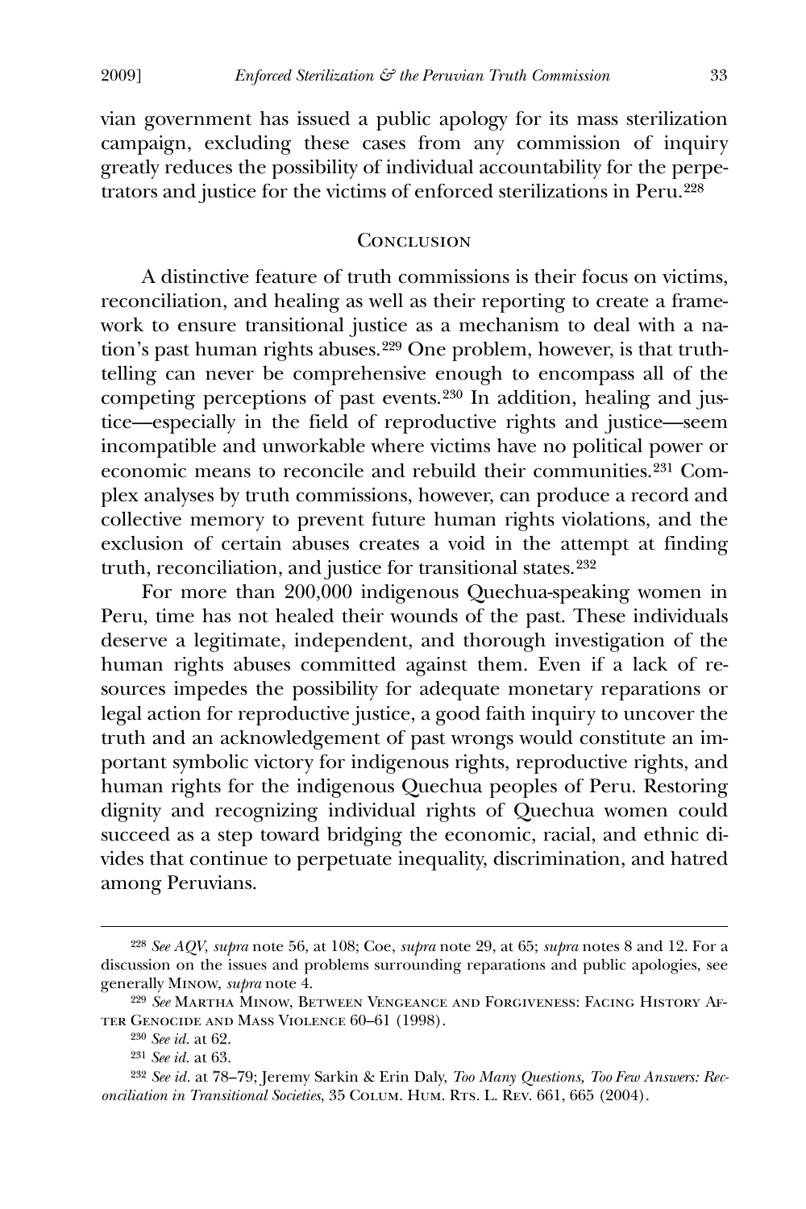vian government has issued a public apology for its mass sterilization campaign, excluding these cases from any commission of inquiry greatly reduces the possibility of individual accountability for the perpetrators and justice for the victims of enforced sterilizations in Peru.[228]

## Conclusion

A distinctive feature of truth commissions is their focus on victims, reconciliation, and healing as well as their reporting to create a framework to ensure transitional justice as a mechanism to deal with a nation's past human rights abuses.[229] One problem, however, is that truth-telling can never be comprehensive enough to encompass all of the competing perceptions of past events.[230] In addition, healing and justice—especially in the field of reproductive rights and justice—seem incompatible and unworkable where victims have no political power or economic means to reconcile and rebuild their communities.[231] Complex analyses by truth commissions, however, can produce a record and collective memory to prevent future human rights violations, and the exclusion of certain abuses creates a void in the attempt at finding truth, reconciliation, and justice for transitional states.[232]

For more than 200,000 indigenous Quechua-speaking women in Peru, time has not healed their wounds of the past. These individuals deserve a legitimate, independent, and thorough investigation of the human rights abuses committed against them. Even if a lack of resources impedes the possibility for adequate monetary reparations or legal action for reproductive justice, a good faith inquiry to uncover the truth and an acknowledgement of past wrongs would constitute an important symbolic victory for indigenous rights, reproductive rights, and human rights for the indigenous Quechua peoples of Peru. Restoring dignity and recognizing individual rights of Quechua women could succeed as a step toward bridging the economic, racial, and ethnic divides that continue to perpetuate inequality, discrimination, and hatred among Peruvians.

---

[228] *See AQV*, *supra* note 56, at 108; Coe, *supra* note 29, at 65; *supra* notes 8 and 12. For a discussion on the issues and problems surrounding reparations and public apologies, see generally Minow, *supra* note 4.

[229] *See* Martha Minow, Between Vengeance and Forgiveness: Facing History After Genocide and Mass Violence 60–61 (1998).

[230] *See id.* at 62.

[231] *See id.* at 63.

[232] *See id.* at 78–79; Jeremy Sarkin & Erin Daly, *Too Many Questions, Too Few Answers: Reconciliation in Transitional Societies*, 35 Colum. Hum. Rts. L. Rev. 661, 665 (2004).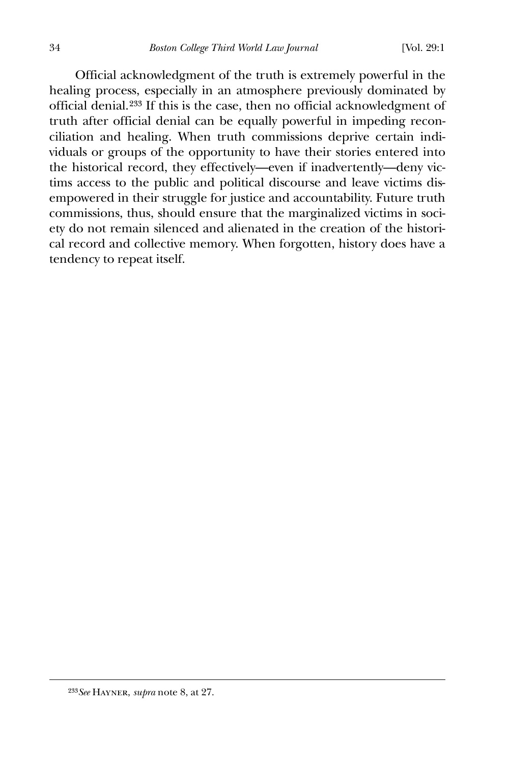Official acknowledgment of the truth is extremely powerful in the healing process, especially in an atmosphere previously dominated by official denial.[233] If this is the case, then no official acknowledgment of truth after official denial can be equally powerful in impeding reconciliation and healing. When truth commissions deprive certain individuals or groups of the opportunity to have their stories entered into the historical record, they effectively—even if inadvertently—deny victims access to the public and political discourse and leave victims disempowered in their struggle for justice and accountability. Future truth commissions, thus, should ensure that the marginalized victims in society do not remain silenced and alienated in the creation of the historical record and collective memory. When forgotten, history does have a tendency to repeat itself.

---

[233] *See* HAYNER, *supra* note 8, at 27.